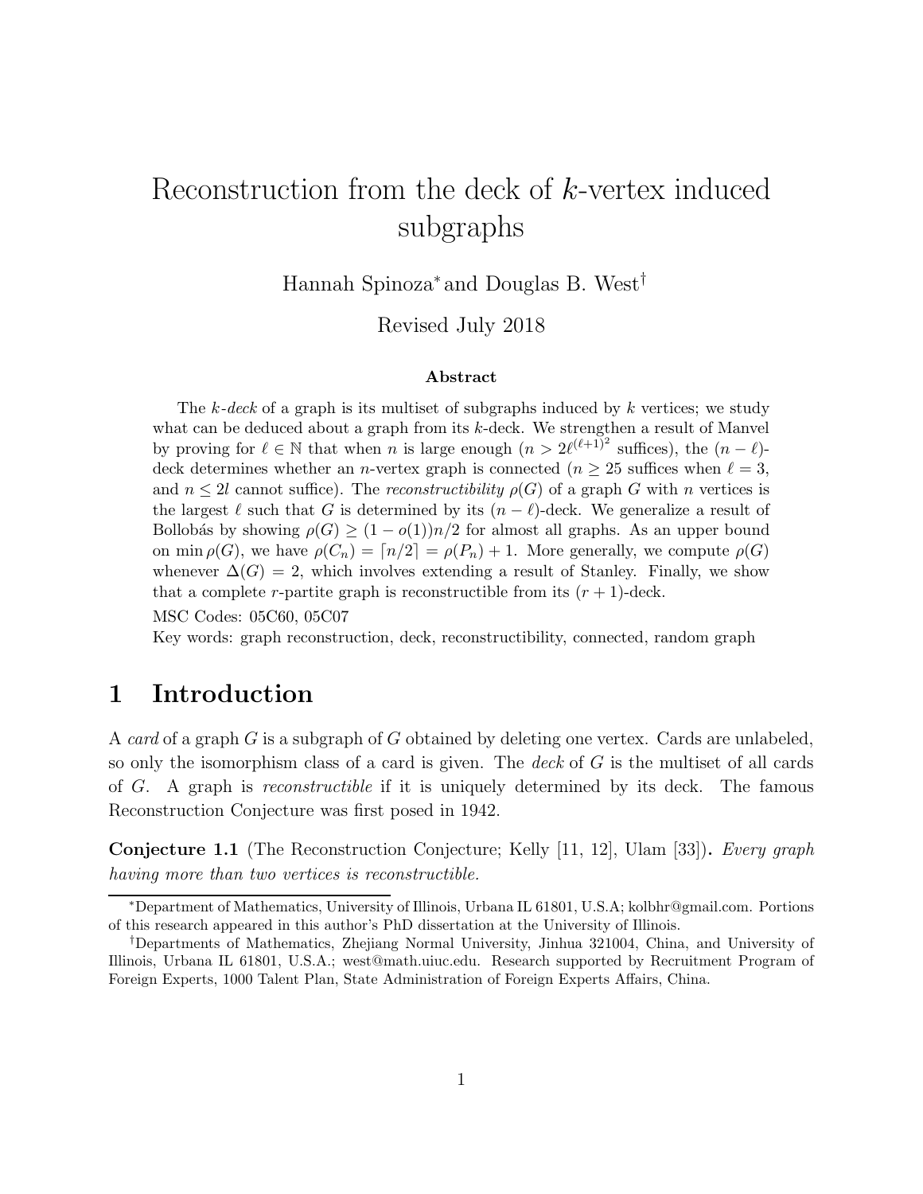# Reconstruction from the deck of $k$-vertex induced subgraphs

Hannah Spinoza* and Douglas B. West†

Revised July 2018

### Abstract

The $k$-*deck* of a graph is its multiset of subgraphs induced by $k$ vertices; we study what can be deduced about a graph from its $k$-deck. We strengthen a result of Manvel by proving for $\ell \in \mathbb{N}$ that when $n$ is large enough ($n > 2\ell^{(\ell+1)^2}$ suffices), the $(n-\ell)$-deck determines whether an $n$-vertex graph is connected ($n \geq 25$ suffices when $\ell = 3$, and $n \leq 2l$ cannot suffice). The *reconstructibility* $\rho(G)$ of a graph $G$ with $n$ vertices is the largest $\ell$ such that $G$ is determined by its $(n-\ell)$-deck. We generalize a result of Bollobás by showing $\rho(G) \geq (1 - o(1))n/2$ for almost all graphs. As an upper bound on $\min \rho(G)$, we have $\rho(C_n) = \lceil n/2 \rceil = \rho(P_n) + 1$. More generally, we compute $\rho(G)$ whenever $\Delta(G) = 2$, which involves extending a result of Stanley. Finally, we show that a complete $r$-partite graph is reconstructible from its $(r+1)$-deck.

MSC Codes: 05C60, 05C07

Key words: graph reconstruction, deck, reconstructibility, connected, random graph

## 1 Introduction

A *card* of a graph $G$ is a subgraph of $G$ obtained by deleting one vertex. Cards are unlabeled, so only the isomorphism class of a card is given. The *deck* of $G$ is the multiset of all cards of $G$. A graph is *reconstructible* if it is uniquely determined by its deck. The famous Reconstruction Conjecture was first posed in 1942.

**Conjecture 1.1** (The Reconstruction Conjecture; Kelly [11, 12], Ulam [33]). *Every graph having more than two vertices is reconstructible.*

*Department of Mathematics, University of Illinois, Urbana IL 61801, U.S.A; kolbhr@gmail.com. Portions of this research appeared in this author's PhD dissertation at the University of Illinois.

†Departments of Mathematics, Zhejiang Normal University, Jinhua 321004, China, and University of Illinois, Urbana IL 61801, U.S.A.; west@math.uiuc.edu. Research supported by Recruitment Program of Foreign Experts, 1000 Talent Plan, State Administration of Foreign Experts Affairs, China.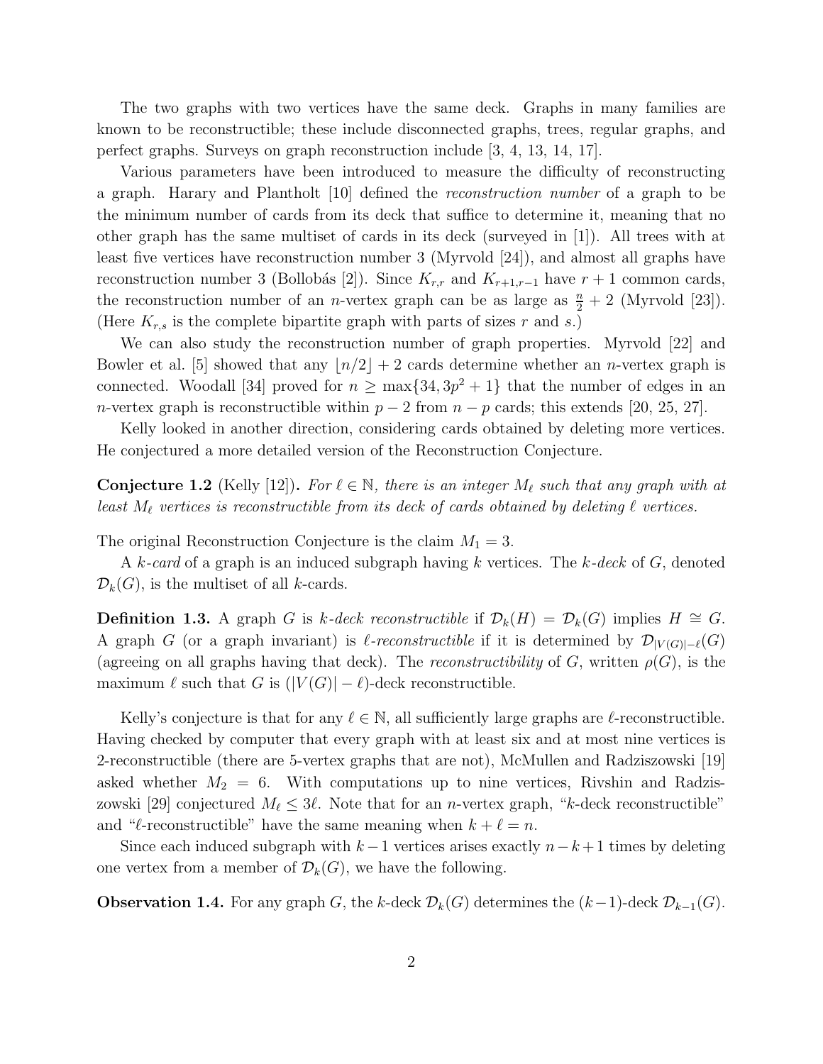The two graphs with two vertices have the same deck. Graphs in many families are known to be reconstructible; these include disconnected graphs, trees, regular graphs, and perfect graphs. Surveys on graph reconstruction include [3, 4, 13, 14, 17].

Various parameters have been introduced to measure the difficulty of reconstructing a graph. Harary and Plantholt [10] defined the *reconstruction number* of a graph to be the minimum number of cards from its deck that suffice to determine it, meaning that no other graph has the same multiset of cards in its deck (surveyed in [1]). All trees with at least five vertices have reconstruction number 3 (Myrvold [24]), and almost all graphs have reconstruction number 3 (Bollobás [2]). Since $K_{r,r}$ and $K_{r+1,r-1}$ have $r+1$ common cards, the reconstruction number of an $n$-vertex graph can be as large as $\frac{n}{2}+2$ (Myrvold [23]). (Here $K_{r,s}$ is the complete bipartite graph with parts of sizes $r$ and $s$.)

We can also study the reconstruction number of graph properties. Myrvold [22] and Bowler et al. [5] showed that any $\lfloor n/2 \rfloor + 2$ cards determine whether an $n$-vertex graph is connected. Woodall [34] proved for $n \ge \max\{34, 3p^2+1\}$ that the number of edges in an $n$-vertex graph is reconstructible within $p-2$ from $n-p$ cards; this extends [20, 25, 27].

Kelly looked in another direction, considering cards obtained by deleting more vertices. He conjectured a more detailed version of the Reconstruction Conjecture.

**Conjecture 1.2** (Kelly [12])**.** *For $\ell \in \mathbb{N}$, there is an integer $M_\ell$ such that any graph with at least $M_\ell$ vertices is reconstructible from its deck of cards obtained by deleting $\ell$ vertices.*

The original Reconstruction Conjecture is the claim $M_1 = 3$.

A *$k$-card* of a graph is an induced subgraph having $k$ vertices. The *$k$-deck* of $G$, denoted $\mathcal{D}_k(G)$, is the multiset of all $k$-cards.

**Definition 1.3.** A graph $G$ is *$k$-deck reconstructible* if $\mathcal{D}_k(H) = \mathcal{D}_k(G)$ implies $H \cong G$. A graph $G$ (or a graph invariant) is *$\ell$-reconstructible* if it is determined by $\mathcal{D}_{|V(G)|-\ell}(G)$ (agreeing on all graphs having that deck). The *reconstructibility* of $G$, written $\rho(G)$, is the maximum $\ell$ such that $G$ is $(|V(G)|-\ell)$-deck reconstructible.

Kelly's conjecture is that for any $\ell \in \mathbb{N}$, all sufficiently large graphs are $\ell$-reconstructible. Having checked by computer that every graph with at least six and at most nine vertices is 2-reconstructible (there are 5-vertex graphs that are not), McMullen and Radziszowski [19] asked whether $M_2 = 6$. With computations up to nine vertices, Rivshin and Radziszowski [29] conjectured $M_\ell \le 3\ell$. Note that for an $n$-vertex graph, "$k$-deck reconstructible" and "$\ell$-reconstructible" have the same meaning when $k+\ell = n$.

Since each induced subgraph with $k-1$ vertices arises exactly $n-k+1$ times by deleting one vertex from a member of $\mathcal{D}_k(G)$, we have the following.

**Observation 1.4.** For any graph $G$, the $k$-deck $\mathcal{D}_k(G)$ determines the $(k-1)$-deck $\mathcal{D}_{k-1}(G)$.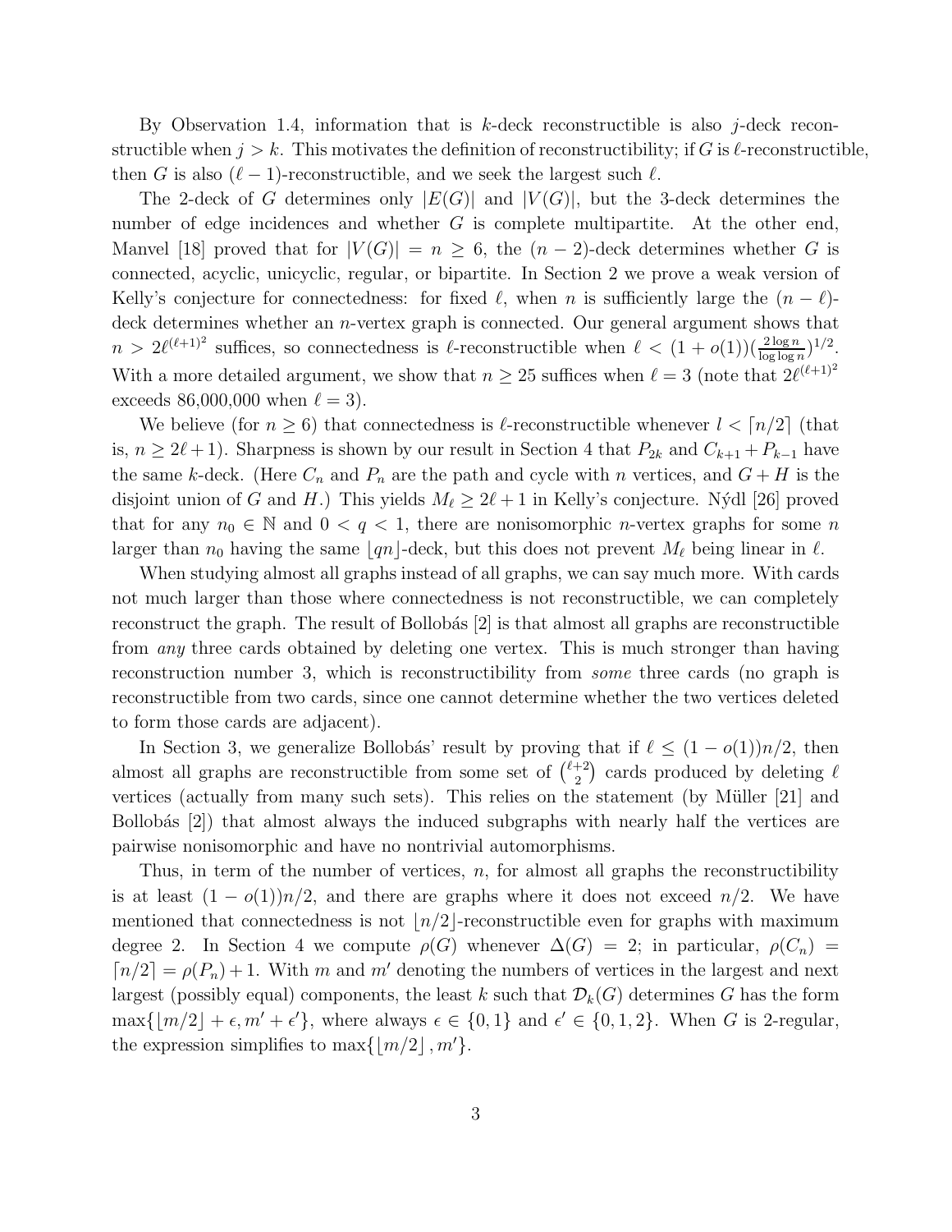By Observation 1.4, information that is $k$-deck reconstructible is also $j$-deck reconstructible when $j > k$. This motivates the definition of reconstructibility; if $G$ is $\ell$-reconstructible, then $G$ is also $(\ell - 1)$-reconstructible, and we seek the largest such $\ell$.

The 2-deck of $G$ determines only $|E(G)|$ and $|V(G)|$, but the 3-deck determines the number of edge incidences and whether $G$ is complete multipartite. At the other end, Manvel [18] proved that for $|V(G)| = n \geq 6$, the $(n-2)$-deck determines whether $G$ is connected, acyclic, unicyclic, regular, or bipartite. In Section 2 we prove a weak version of Kelly's conjecture for connectedness: for fixed $\ell$, when $n$ is sufficiently large the $(n-\ell)$-deck determines whether an $n$-vertex graph is connected. Our general argument shows that $n > 2\ell^{(\ell+1)^2}$ suffices, so connectedness is $\ell$-reconstructible when $\ell < (1 + o(1))(\frac{2\log n}{\log\log n})^{1/2}$. With a more detailed argument, we show that $n \geq 25$ suffices when $\ell = 3$ (note that $2\ell^{(\ell+1)^2}$ exceeds 86,000,000 when $\ell = 3$).

We believe (for $n \geq 6$) that connectedness is $\ell$-reconstructible whenever $l < \lceil n/2 \rceil$ (that is, $n \geq 2\ell + 1$). Sharpness is shown by our result in Section 4 that $P_{2k}$ and $C_{k+1} + P_{k-1}$ have the same $k$-deck. (Here $C_n$ and $P_n$ are the path and cycle with $n$ vertices, and $G + H$ is the disjoint union of $G$ and $H$.) This yields $M_\ell \geq 2\ell + 1$ in Kelly's conjecture. Nýdl [26] proved that for any $n_0 \in \mathbb{N}$ and $0 < q < 1$, there are nonisomorphic $n$-vertex graphs for some $n$ larger than $n_0$ having the same $\lfloor qn \rfloor$-deck, but this does not prevent $M_\ell$ being linear in $\ell$.

When studying almost all graphs instead of all graphs, we can say much more. With cards not much larger than those where connectedness is not reconstructible, we can completely reconstruct the graph. The result of Bollobás [2] is that almost all graphs are reconstructible from *any* three cards obtained by deleting one vertex. This is much stronger than having reconstruction number 3, which is reconstructibility from *some* three cards (no graph is reconstructible from two cards, since one cannot determine whether the two vertices deleted to form those cards are adjacent).

In Section 3, we generalize Bollobás' result by proving that if $\ell \leq (1 - o(1))n/2$, then almost all graphs are reconstructible from some set of $\binom{\ell+2}{2}$ cards produced by deleting $\ell$ vertices (actually from many such sets). This relies on the statement (by Müller [21] and Bollobás [2]) that almost always the induced subgraphs with nearly half the vertices are pairwise nonisomorphic and have no nontrivial automorphisms.

Thus, in term of the number of vertices, $n$, for almost all graphs the reconstructibility is at least $(1 - o(1))n/2$, and there are graphs where it does not exceed $n/2$. We have mentioned that connectedness is not $\lfloor n/2 \rfloor$-reconstructible even for graphs with maximum degree 2. In Section 4 we compute $\rho(G)$ whenever $\Delta(G) = 2$; in particular, $\rho(C_n) = \lceil n/2 \rceil = \rho(P_n) + 1$. With $m$ and $m'$ denoting the numbers of vertices in the largest and next largest (possibly equal) components, the least $k$ such that $\mathcal{D}_k(G)$ determines $G$ has the form $\max\{\lfloor m/2 \rfloor + \epsilon, m' + \epsilon'\}$, where always $\epsilon \in \{0, 1\}$ and $\epsilon' \in \{0, 1, 2\}$. When $G$ is 2-regular, the expression simplifies to $\max\{\lfloor m/2 \rfloor, m'\}$.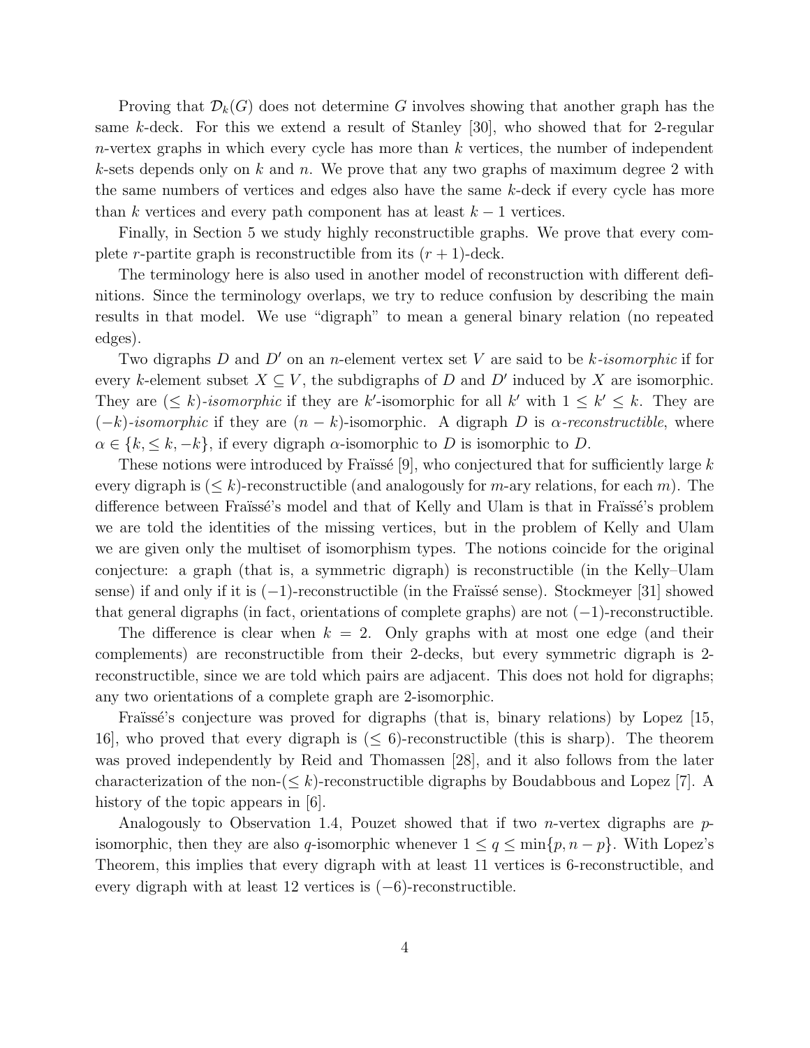Proving that $\mathcal{D}_k(G)$ does not determine $G$ involves showing that another graph has the same $k$-deck. For this we extend a result of Stanley [30], who showed that for 2-regular $n$-vertex graphs in which every cycle has more than $k$ vertices, the number of independent $k$-sets depends only on $k$ and $n$. We prove that any two graphs of maximum degree 2 with the same numbers of vertices and edges also have the same $k$-deck if every cycle has more than $k$ vertices and every path component has at least $k-1$ vertices.

Finally, in Section 5 we study highly reconstructible graphs. We prove that every complete $r$-partite graph is reconstructible from its $(r+1)$-deck.

The terminology here is also used in another model of reconstruction with different definitions. Since the terminology overlaps, we try to reduce confusion by describing the main results in that model. We use "digraph" to mean a general binary relation (no repeated edges).

Two digraphs $D$ and $D'$ on an $n$-element vertex set $V$ are said to be *$k$-isomorphic* if for every $k$-element subset $X \subseteq V$, the subdigraphs of $D$ and $D'$ induced by $X$ are isomorphic. They are *$(\leq k)$-isomorphic* if they are $k'$-isomorphic for all $k'$ with $1 \leq k' \leq k$. They are *$(-k)$-isomorphic* if they are $(n-k)$-isomorphic. A digraph $D$ is *$\alpha$-reconstructible*, where $\alpha \in \{k, \leq k, -k\}$, if every digraph $\alpha$-isomorphic to $D$ is isomorphic to $D$.

These notions were introduced by Fraïssé [9], who conjectured that for sufficiently large $k$ every digraph is $(\leq k)$-reconstructible (and analogously for $m$-ary relations, for each $m$). The difference between Fraïssé's model and that of Kelly and Ulam is that in Fraïssé's problem we are told the identities of the missing vertices, but in the problem of Kelly and Ulam we are given only the multiset of isomorphism types. The notions coincide for the original conjecture: a graph (that is, a symmetric digraph) is reconstructible (in the Kelly–Ulam sense) if and only if it is $(-1)$-reconstructible (in the Fraïssé sense). Stockmeyer [31] showed that general digraphs (in fact, orientations of complete graphs) are not $(-1)$-reconstructible.

The difference is clear when $k = 2$. Only graphs with at most one edge (and their complements) are reconstructible from their 2-decks, but every symmetric digraph is 2-reconstructible, since we are told which pairs are adjacent. This does not hold for digraphs; any two orientations of a complete graph are 2-isomorphic.

Fraïssé's conjecture was proved for digraphs (that is, binary relations) by Lopez [15, 16], who proved that every digraph is $(\leq 6)$-reconstructible (this is sharp). The theorem was proved independently by Reid and Thomassen [28], and it also follows from the later characterization of the non-$(\leq k)$-reconstructible digraphs by Boudabbous and Lopez [7]. A history of the topic appears in [6].

Analogously to Observation 1.4, Pouzet showed that if two $n$-vertex digraphs are $p$-isomorphic, then they are also $q$-isomorphic whenever $1 \leq q \leq \min\{p, n-p\}$. With Lopez's Theorem, this implies that every digraph with at least 11 vertices is 6-reconstructible, and every digraph with at least 12 vertices is $(-6)$-reconstructible.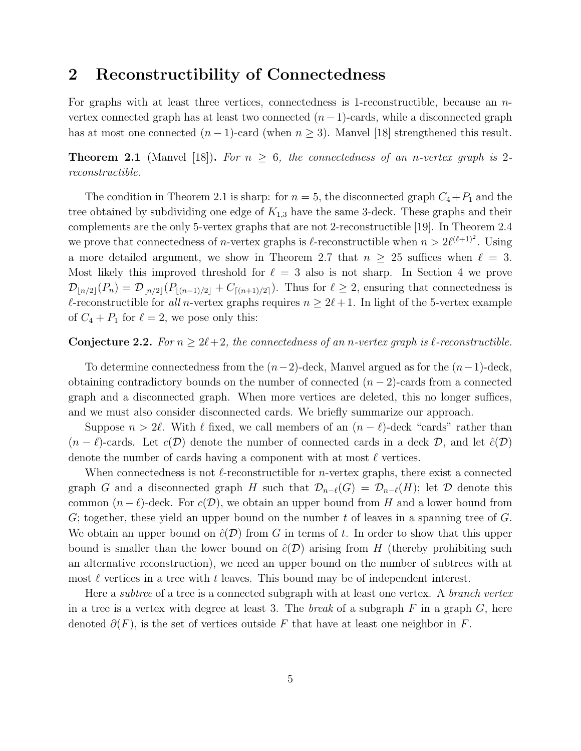## 2 Reconstructibility of Connectedness

For graphs with at least three vertices, connectedness is 1-reconstructible, because an $n$-vertex connected graph has at least two connected $(n-1)$-cards, while a disconnected graph has at most one connected $(n-1)$-card (when $n \geq 3$). Manvel [18] strengthened this result.

**Theorem 2.1** (Manvel [18])**.** *For $n \geq 6$, the connectedness of an $n$-vertex graph is 2-reconstructible.*

The condition in Theorem 2.1 is sharp: for $n = 5$, the disconnected graph $C_4 + P_1$ and the tree obtained by subdividing one edge of $K_{1,3}$ have the same 3-deck. These graphs and their complements are the only 5-vertex graphs that are not 2-reconstructible [19]. In Theorem 2.4 we prove that connectedness of $n$-vertex graphs is $\ell$-reconstructible when $n > 2\ell^{(\ell+1)^2}$. Using a more detailed argument, we show in Theorem 2.7 that $n \geq 25$ suffices when $\ell = 3$. Most likely this improved threshold for $\ell = 3$ also is not sharp. In Section 4 we prove $\mathcal{D}_{\lfloor n/2 \rfloor}(P_n) = \mathcal{D}_{\lfloor n/2 \rfloor}(P_{\lfloor (n-1)/2 \rfloor} + C_{\lceil (n+1)/2 \rceil})$. Thus for $\ell \geq 2$, ensuring that connectedness is $\ell$-reconstructible for *all* $n$-vertex graphs requires $n \geq 2\ell + 1$. In light of the 5-vertex example of $C_4 + P_1$ for $\ell = 2$, we pose only this:

**Conjecture 2.2.** *For $n \geq 2\ell+2$, the connectedness of an $n$-vertex graph is $\ell$-reconstructible.*

To determine connectedness from the $(n-2)$-deck, Manvel argued as for the $(n-1)$-deck, obtaining contradictory bounds on the number of connected $(n-2)$-cards from a connected graph and a disconnected graph. When more vertices are deleted, this no longer suffices, and we must also consider disconnected cards. We briefly summarize our approach.

Suppose $n > 2\ell$. With $\ell$ fixed, we call members of an $(n-\ell)$-deck "cards" rather than $(n-\ell)$-cards. Let $c(\mathcal{D})$ denote the number of connected cards in a deck $\mathcal{D}$, and let $\hat{c}(\mathcal{D})$ denote the number of cards having a component with at most $\ell$ vertices.

When connectedness is not $\ell$-reconstructible for $n$-vertex graphs, there exist a connected graph $G$ and a disconnected graph $H$ such that $\mathcal{D}_{n-\ell}(G) = \mathcal{D}_{n-\ell}(H)$; let $\mathcal{D}$ denote this common $(n-\ell)$-deck. For $c(\mathcal{D})$, we obtain an upper bound from $H$ and a lower bound from $G$; together, these yield an upper bound on the number $t$ of leaves in a spanning tree of $G$. We obtain an upper bound on $\hat{c}(\mathcal{D})$ from $G$ in terms of $t$. In order to show that this upper bound is smaller than the lower bound on $\hat{c}(\mathcal{D})$ arising from $H$ (thereby prohibiting such an alternative reconstruction), we need an upper bound on the number of subtrees with at most $\ell$ vertices in a tree with $t$ leaves. This bound may be of independent interest.

Here a *subtree* of a tree is a connected subgraph with at least one vertex. A *branch vertex* in a tree is a vertex with degree at least 3. The *break* of a subgraph $F$ in a graph $G$, here denoted $\partial(F)$, is the set of vertices outside $F$ that have at least one neighbor in $F$.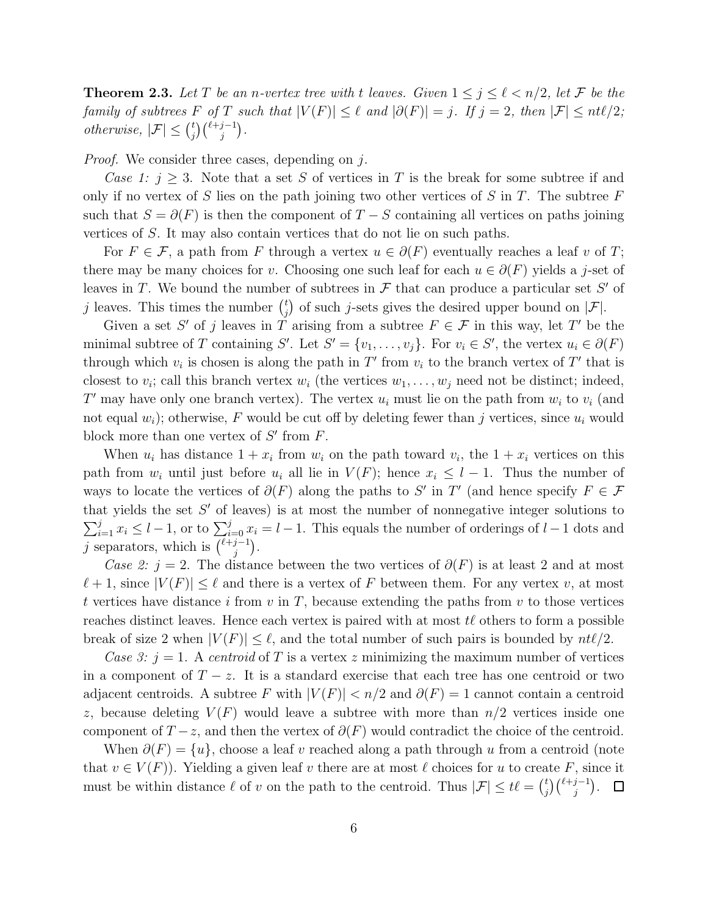**Theorem 2.3.** *Let $T$ be an $n$-vertex tree with $t$ leaves. Given $1 \le j \le \ell < n/2$, let $\mathcal{F}$ be the family of subtrees $F$ of $T$ such that $|V(F)| \le \ell$ and $|\partial(F)| = j$. If $j = 2$, then $|\mathcal{F}| \le nt\ell/2$; otherwise, $|\mathcal{F}| \le \binom{t}{j}\binom{\ell+j-1}{j}$.*

*Proof.* We consider three cases, depending on $j$.

*Case 1:* $j \ge 3$. Note that a set $S$ of vertices in $T$ is the break for some subtree if and only if no vertex of $S$ lies on the path joining two other vertices of $S$ in $T$. The subtree $F$ such that $S = \partial(F)$ is then the component of $T - S$ containing all vertices on paths joining vertices of $S$. It may also contain vertices that do not lie on such paths.

For $F \in \mathcal{F}$, a path from $F$ through a vertex $u \in \partial(F)$ eventually reaches a leaf $v$ of $T$; there may be many choices for $v$. Choosing one such leaf for each $u \in \partial(F)$ yields a $j$-set of leaves in $T$. We bound the number of subtrees in $\mathcal{F}$ that can produce a particular set $S'$ of $j$ leaves. This times the number $\binom{t}{j}$ of such $j$-sets gives the desired upper bound on $|\mathcal{F}|$.

Given a set $S'$ of $j$ leaves in $T$ arising from a subtree $F \in \mathcal{F}$ in this way, let $T'$ be the minimal subtree of $T$ containing $S'$. Let $S' = \{v_1, \ldots, v_j\}$. For $v_i \in S'$, the vertex $u_i \in \partial(F)$ through which $v_i$ is chosen is along the path in $T'$ from $v_i$ to the branch vertex of $T'$ that is closest to $v_i$; call this branch vertex $w_i$ (the vertices $w_1, \ldots, w_j$ need not be distinct; indeed, $T'$ may have only one branch vertex). The vertex $u_i$ must lie on the path from $w_i$ to $v_i$ (and not equal $w_i$); otherwise, $F$ would be cut off by deleting fewer than $j$ vertices, since $u_i$ would block more than one vertex of $S'$ from $F$.

When $u_i$ has distance $1 + x_i$ from $w_i$ on the path toward $v_i$, the $1 + x_i$ vertices on this path from $w_i$ until just before $u_i$ all lie in $V(F)$; hence $x_i \le l - 1$. Thus the number of ways to locate the vertices of $\partial(F)$ along the paths to $S'$ in $T'$ (and hence specify $F \in \mathcal{F}$ that yields the set $S'$ of leaves) is at most the number of nonnegative integer solutions to $\sum_{i=1}^{j} x_i \le l - 1$, or to $\sum_{i=0}^{j} x_i = l - 1$. This equals the number of orderings of $l - 1$ dots and $j$ separators, which is $\binom{\ell+j-1}{j}$.

*Case 2:* $j = 2$. The distance between the two vertices of $\partial(F)$ is at least 2 and at most $\ell + 1$, since $|V(F)| \le \ell$ and there is a vertex of $F$ between them. For any vertex $v$, at most $t$ vertices have distance $i$ from $v$ in $T$, because extending the paths from $v$ to those vertices reaches distinct leaves. Hence each vertex is paired with at most $t\ell$ others to form a possible break of size 2 when $|V(F)| \le \ell$, and the total number of such pairs is bounded by $nt\ell/2$.

*Case 3:* $j = 1$. A *centroid* of $T$ is a vertex $z$ minimizing the maximum number of vertices in a component of $T - z$. It is a standard exercise that each tree has one centroid or two adjacent centroids. A subtree $F$ with $|V(F)| < n/2$ and $\partial(F) = 1$ cannot contain a centroid $z$, because deleting $V(F)$ would leave a subtree with more than $n/2$ vertices inside one component of $T - z$, and then the vertex of $\partial(F)$ would contradict the choice of the centroid.

When $\partial(F) = \{u\}$, choose a leaf $v$ reached along a path through $u$ from a centroid (note that $v \in V(F)$). Yielding a given leaf $v$ there are at most $\ell$ choices for $u$ to create $F$, since it must be within distance $\ell$ of $v$ on the path to the centroid. Thus $|\mathcal{F}| \le t\ell = \binom{t}{j}\binom{\ell+j-1}{j}$. $\square$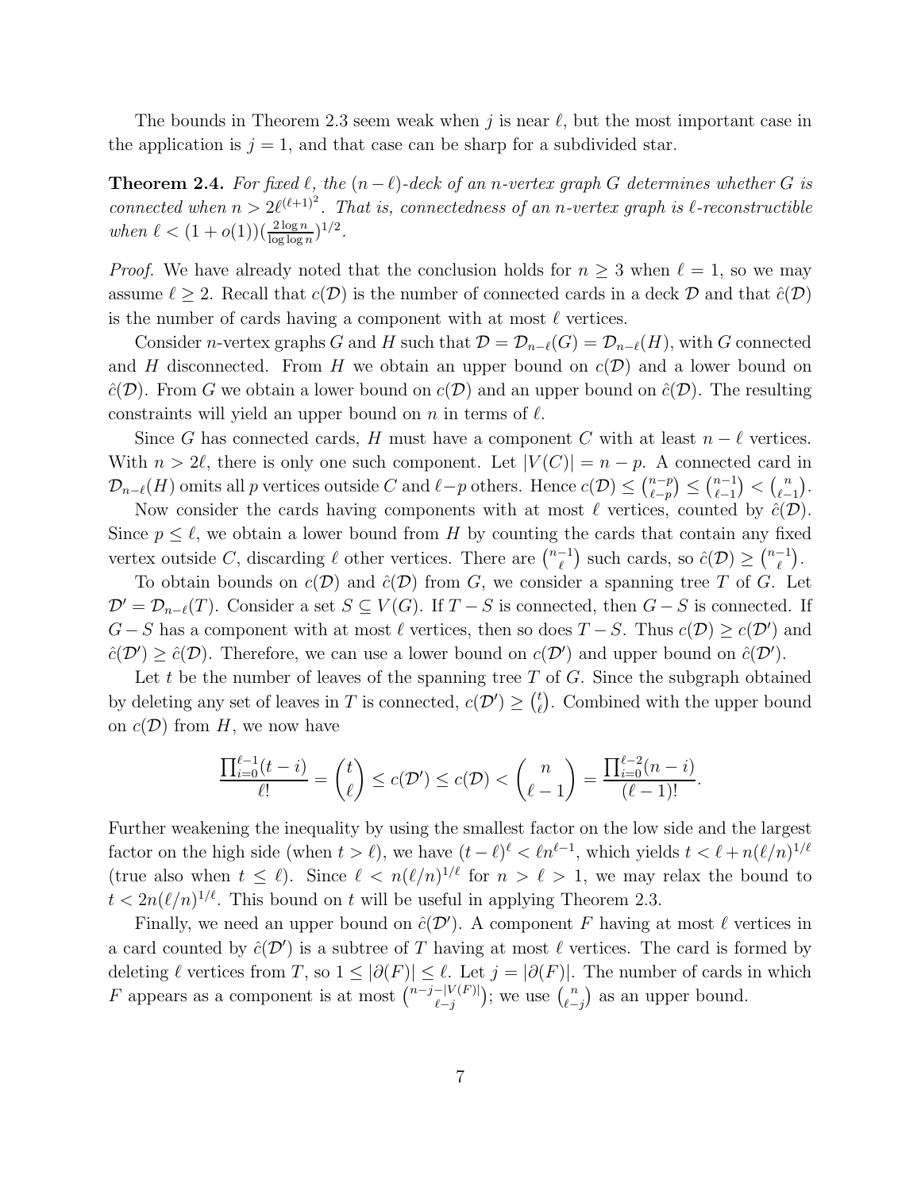The bounds in Theorem 2.3 seem weak when $j$ is near $\ell$, but the most important case in the application is $j = 1$, and that case can be sharp for a subdivided star.

**Theorem 2.4.** *For fixed $\ell$, the $(n-\ell)$-deck of an $n$-vertex graph $G$ determines whether $G$ is connected when $n > 2\ell^{(\ell+1)^2}$. That is, connectedness of an $n$-vertex graph is $\ell$-reconstructible when $\ell < (1+o(1))(\frac{2\log n}{\log\log n})^{1/2}$.*

*Proof.* We have already noted that the conclusion holds for $n \ge 3$ when $\ell = 1$, so we may assume $\ell \ge 2$. Recall that $c(\mathcal{D})$ is the number of connected cards in a deck $\mathcal{D}$ and that $\hat{c}(\mathcal{D})$ is the number of cards having a component with at most $\ell$ vertices.

Consider $n$-vertex graphs $G$ and $H$ such that $\mathcal{D} = \mathcal{D}_{n-\ell}(G) = \mathcal{D}_{n-\ell}(H)$, with $G$ connected and $H$ disconnected. From $H$ we obtain an upper bound on $c(\mathcal{D})$ and a lower bound on $\hat{c}(\mathcal{D})$. From $G$ we obtain a lower bound on $c(\mathcal{D})$ and an upper bound on $\hat{c}(\mathcal{D})$. The resulting constraints will yield an upper bound on $n$ in terms of $\ell$.

Since $G$ has connected cards, $H$ must have a component $C$ with at least $n - \ell$ vertices. With $n > 2\ell$, there is only one such component. Let $|V(C)| = n - p$. A connected card in $\mathcal{D}_{n-\ell}(H)$ omits all $p$ vertices outside $C$ and $\ell - p$ others. Hence $c(\mathcal{D}) \le \binom{n-p}{\ell-p} \le \binom{n-1}{\ell-1} < \binom{n}{\ell-1}$.

Now consider the cards having components with at most $\ell$ vertices, counted by $\hat{c}(\mathcal{D})$. Since $p \le \ell$, we obtain a lower bound from $H$ by counting the cards that contain any fixed vertex outside $C$, discarding $\ell$ other vertices. There are $\binom{n-1}{\ell}$ such cards, so $\hat{c}(\mathcal{D}) \ge \binom{n-1}{\ell}$.

To obtain bounds on $c(\mathcal{D})$ and $\hat{c}(\mathcal{D})$ from $G$, we consider a spanning tree $T$ of $G$. Let $\mathcal{D}' = \mathcal{D}_{n-\ell}(T)$. Consider a set $S \subseteq V(G)$. If $T - S$ is connected, then $G - S$ is connected. If $G - S$ has a component with at most $\ell$ vertices, then so does $T - S$. Thus $c(\mathcal{D}) \ge c(\mathcal{D}')$ and $\hat{c}(\mathcal{D}') \ge \hat{c}(\mathcal{D})$. Therefore, we can use a lower bound on $c(\mathcal{D}')$ and upper bound on $\hat{c}(\mathcal{D}')$.

Let $t$ be the number of leaves of the spanning tree $T$ of $G$. Since the subgraph obtained by deleting any set of leaves in $T$ is connected, $c(\mathcal{D}') \ge \binom{t}{\ell}$. Combined with the upper bound on $c(\mathcal{D})$ from $H$, we now have

$$\frac{\prod_{i=0}^{\ell-1}(t-i)}{\ell!} = \binom{t}{\ell} \le c(\mathcal{D}') \le c(\mathcal{D}) < \binom{n}{\ell-1} = \frac{\prod_{i=0}^{\ell-2}(n-i)}{(\ell-1)!}.$$

Further weakening the inequality by using the smallest factor on the low side and the largest factor on the high side (when $t > \ell$), we have $(t-\ell)^\ell < \ell n^{\ell-1}$, which yields $t < \ell + n(\ell/n)^{1/\ell}$ (true also when $t \le \ell$). Since $\ell < n(\ell/n)^{1/\ell}$ for $n > \ell > 1$, we may relax the bound to $t < 2n(\ell/n)^{1/\ell}$. This bound on $t$ will be useful in applying Theorem 2.3.

Finally, we need an upper bound on $\hat{c}(\mathcal{D}')$. A component $F$ having at most $\ell$ vertices in a card counted by $\hat{c}(\mathcal{D}')$ is a subtree of $T$ having at most $\ell$ vertices. The card is formed by deleting $\ell$ vertices from $T$, so $1 \le |\partial(F)| \le \ell$. Let $j = |\partial(F)|$. The number of cards in which $F$ appears as a component is at most $\binom{n-j-|V(F)|}{\ell-j}$; we use $\binom{n}{\ell-j}$ as an upper bound.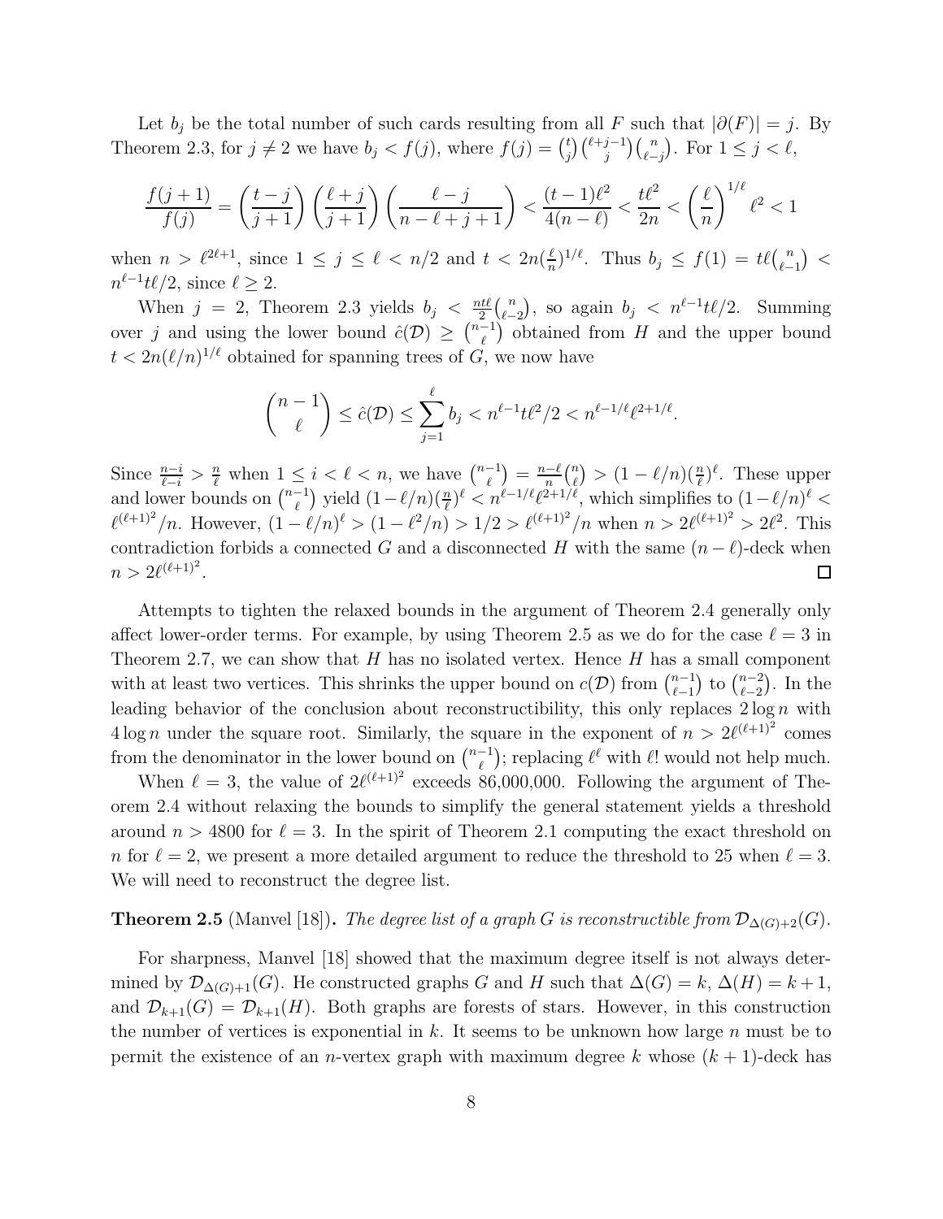Let $b_j$ be the total number of such cards resulting from all $F$ such that $|\partial(F)| = j$. By Theorem 2.3, for $j \neq 2$ we have $b_j < f(j)$, where $f(j) = \binom{t}{j}\binom{\ell+j-1}{j}\binom{n}{\ell-j}$. For $1 \le j < \ell$,

$$\frac{f(j+1)}{f(j)} = \left(\frac{t-j}{j+1}\right)\left(\frac{\ell+j}{j+1}\right)\left(\frac{\ell-j}{n-\ell+j+1}\right) < \frac{(t-1)\ell^2}{4(n-\ell)} < \frac{t\ell^2}{2n} < \left(\frac{\ell}{n}\right)^{1/\ell}\ell^2 < 1$$

when $n > \ell^{2\ell+1}$, since $1 \le j \le \ell < n/2$ and $t < 2n(\frac{\ell}{n})^{1/\ell}$. Thus $b_j \le f(1) = t\ell\binom{n}{\ell-1} < n^{\ell-1}t\ell/2$, since $\ell \ge 2$.

When $j = 2$, Theorem 2.3 yields $b_j < \frac{nt\ell}{2}\binom{n}{\ell-2}$, so again $b_j < n^{\ell-1}t\ell/2$. Summing over $j$ and using the lower bound $\hat{c}(\mathcal{D}) \ge \binom{n-1}{\ell}$ obtained from $H$ and the upper bound $t < 2n(\ell/n)^{1/\ell}$ obtained for spanning trees of $G$, we now have

$$\binom{n-1}{\ell} \le \hat{c}(\mathcal{D}) \le \sum_{j=1}^{\ell} b_j < n^{\ell-1}t\ell^2/2 < n^{\ell-1/\ell}\ell^{2+1/\ell}.$$

Since $\frac{n-i}{\ell-i} > \frac{n}{\ell}$ when $1 \le i < \ell < n$, we have $\binom{n-1}{\ell} = \frac{n-\ell}{n}\binom{n}{\ell} > (1-\ell/n)(\frac{n}{\ell})^{\ell}$. These upper and lower bounds on $\binom{n-1}{\ell}$ yield $(1-\ell/n)(\frac{n}{\ell})^{\ell} < n^{\ell-1/\ell}\ell^{2+1/\ell}$, which simplifies to $(1-\ell/n)^{\ell} < \ell^{(\ell+1)^2}/n$. However, $(1-\ell/n)^{\ell} > (1-\ell^2/n) > 1/2 > \ell^{(\ell+1)^2}/n$ when $n > 2\ell^{(\ell+1)^2} > 2\ell^2$. This contradiction forbids a connected $G$ and a disconnected $H$ with the same $(n-\ell)$-deck when $n > 2\ell^{(\ell+1)^2}$. $\square$

Attempts to tighten the relaxed bounds in the argument of Theorem 2.4 generally only affect lower-order terms. For example, by using Theorem 2.5 as we do for the case $\ell = 3$ in Theorem 2.7, we can show that $H$ has no isolated vertex. Hence $H$ has a small component with at least two vertices. This shrinks the upper bound on $c(\mathcal{D})$ from $\binom{n-1}{\ell-1}$ to $\binom{n-2}{\ell-2}$. In the leading behavior of the conclusion about reconstructibility, this only replaces $2\log n$ with $4\log n$ under the square root. Similarly, the square in the exponent of $n > 2\ell^{(\ell+1)^2}$ comes from the denominator in the lower bound on $\binom{n-1}{\ell}$; replacing $\ell^{\ell}$ with $\ell!$ would not help much.

When $\ell = 3$, the value of $2\ell^{(\ell+1)^2}$ exceeds 86,000,000. Following the argument of Theorem 2.4 without relaxing the bounds to simplify the general statement yields a threshold around $n > 4800$ for $\ell = 3$. In the spirit of Theorem 2.1 computing the exact threshold on $n$ for $\ell = 2$, we present a more detailed argument to reduce the threshold to 25 when $\ell = 3$. We will need to reconstruct the degree list.

**Theorem 2.5** (Manvel [18]). *The degree list of a graph $G$ is reconstructible from $\mathcal{D}_{\Delta(G)+2}(G)$.*

For sharpness, Manvel [18] showed that the maximum degree itself is not always determined by $\mathcal{D}_{\Delta(G)+1}(G)$. He constructed graphs $G$ and $H$ such that $\Delta(G) = k$, $\Delta(H) = k+1$, and $\mathcal{D}_{k+1}(G) = \mathcal{D}_{k+1}(H)$. Both graphs are forests of stars. However, in this construction the number of vertices is exponential in $k$. It seems to be unknown how large $n$ must be to permit the existence of an $n$-vertex graph with maximum degree $k$ whose $(k+1)$-deck has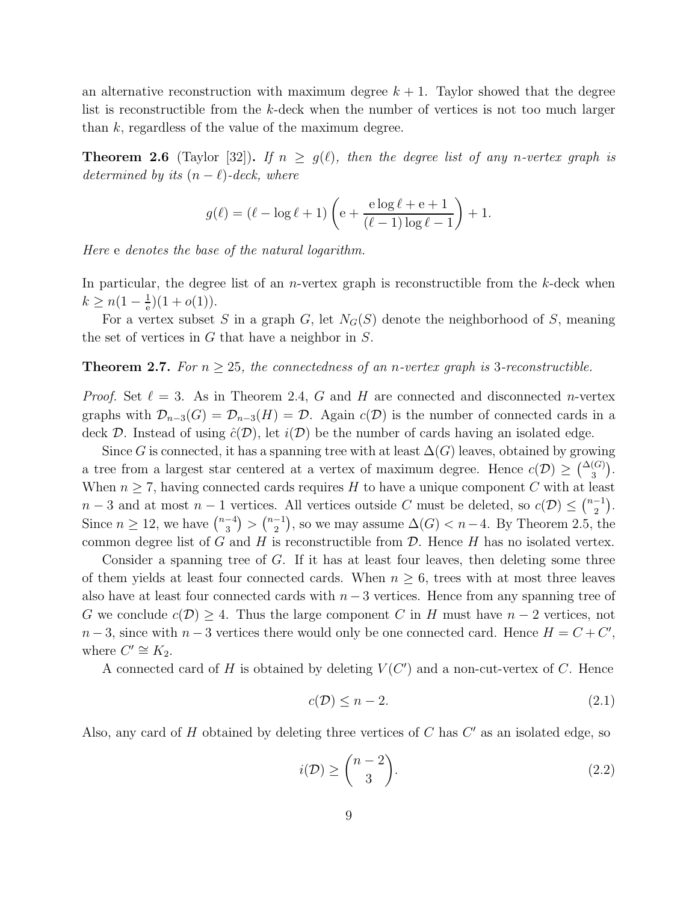an alternative reconstruction with maximum degree $k+1$. Taylor showed that the degree list is reconstructible from the $k$-deck when the number of vertices is not too much larger than $k$, regardless of the value of the maximum degree.

**Theorem 2.6** (Taylor [32])**.** *If $n \ge g(\ell)$, then the degree list of any $n$-vertex graph is determined by its $(n-\ell)$-deck, where*

$$g(\ell) = (\ell - \log \ell + 1)\left(\mathrm{e} + \frac{\mathrm{e}\log \ell + \mathrm{e} + 1}{(\ell-1)\log \ell - 1}\right) + 1.$$

*Here* e *denotes the base of the natural logarithm.*

In particular, the degree list of an $n$-vertex graph is reconstructible from the $k$-deck when $k \ge n(1-\frac{1}{\mathrm{e}})(1+o(1))$.

For a vertex subset $S$ in a graph $G$, let $N_G(S)$ denote the neighborhood of $S$, meaning the set of vertices in $G$ that have a neighbor in $S$.

**Theorem 2.7.** *For $n \ge 25$, the connectedness of an $n$-vertex graph is 3-reconstructible.*

*Proof.* Set $\ell = 3$. As in Theorem 2.4, $G$ and $H$ are connected and disconnected $n$-vertex graphs with $\mathcal{D}_{n-3}(G) = \mathcal{D}_{n-3}(H) = \mathcal{D}$. Again $c(\mathcal{D})$ is the number of connected cards in a deck $\mathcal{D}$. Instead of using $\hat{c}(\mathcal{D})$, let $i(\mathcal{D})$ be the number of cards having an isolated edge.

Since $G$ is connected, it has a spanning tree with at least $\Delta(G)$ leaves, obtained by growing a tree from a largest star centered at a vertex of maximum degree. Hence $c(\mathcal{D}) \ge \binom{\Delta(G)}{3}$. When $n \ge 7$, having connected cards requires $H$ to have a unique component $C$ with at least $n-3$ and at most $n-1$ vertices. All vertices outside $C$ must be deleted, so $c(\mathcal{D}) \le \binom{n-1}{2}$. Since $n \ge 12$, we have $\binom{n-4}{3} > \binom{n-1}{2}$, so we may assume $\Delta(G) < n-4$. By Theorem 2.5, the common degree list of $G$ and $H$ is reconstructible from $\mathcal{D}$. Hence $H$ has no isolated vertex.

Consider a spanning tree of $G$. If it has at least four leaves, then deleting some three of them yields at least four connected cards. When $n \ge 6$, trees with at most three leaves also have at least four connected cards with $n-3$ vertices. Hence from any spanning tree of $G$ we conclude $c(\mathcal{D}) \ge 4$. Thus the large component $C$ in $H$ must have $n-2$ vertices, not $n-3$, since with $n-3$ vertices there would only be one connected card. Hence $H = C + C'$, where $C' \cong K_2$.

A connected card of $H$ is obtained by deleting $V(C')$ and a non-cut-vertex of $C$. Hence

$$c(\mathcal{D}) \le n-2. \tag{2.1}$$

Also, any card of $H$ obtained by deleting three vertices of $C$ has $C'$ as an isolated edge, so

$$i(\mathcal{D}) \ge \binom{n-2}{3}. \tag{2.2}$$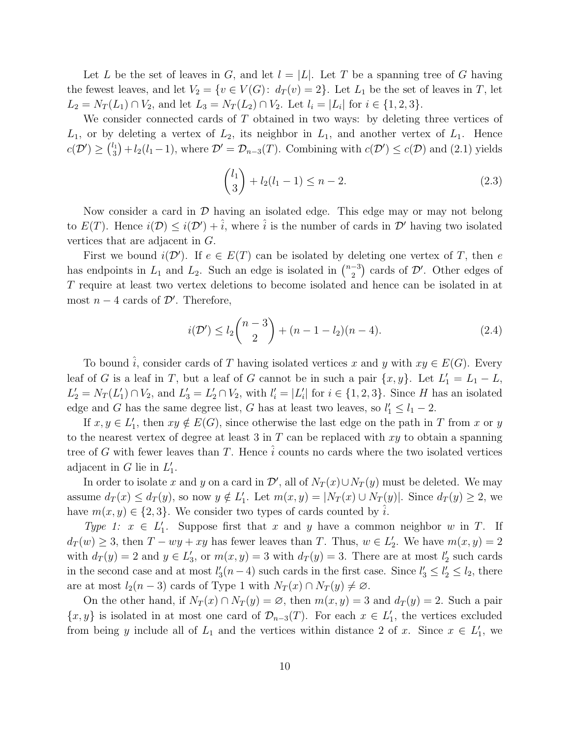Let $L$ be the set of leaves in $G$, and let $l = |L|$. Let $T$ be a spanning tree of $G$ having the fewest leaves, and let $V_2 = \{v \in V(G) \colon d_T(v) = 2\}$. Let $L_1$ be the set of leaves in $T$, let $L_2 = N_T(L_1) \cap V_2$, and let $L_3 = N_T(L_2) \cap V_2$. Let $l_i = |L_i|$ for $i \in \{1, 2, 3\}$.

We consider connected cards of $T$ obtained in two ways: by deleting three vertices of $L_1$, or by deleting a vertex of $L_2$, its neighbor in $L_1$, and another vertex of $L_1$. Hence $c(\mathcal{D}') \ge \binom{l_1}{3} + l_2(l_1 - 1)$, where $\mathcal{D}' = \mathcal{D}_{n-3}(T)$. Combining with $c(\mathcal{D}') \le c(\mathcal{D})$ and (2.1) yields

$$\binom{l_1}{3} + l_2(l_1 - 1) \le n - 2. \tag{2.3}$$

Now consider a card in $\mathcal{D}$ having an isolated edge. This edge may or may not belong to $E(T)$. Hence $i(\mathcal{D}) \le i(\mathcal{D}') + \hat{i}$, where $\hat{i}$ is the number of cards in $\mathcal{D}'$ having two isolated vertices that are adjacent in $G$.

First we bound $i(\mathcal{D}')$. If $e \in E(T)$ can be isolated by deleting one vertex of $T$, then $e$ has endpoints in $L_1$ and $L_2$. Such an edge is isolated in $\binom{n-3}{2}$ cards of $\mathcal{D}'$. Other edges of $T$ require at least two vertex deletions to become isolated and hence can be isolated in at most $n - 4$ cards of $\mathcal{D}'$. Therefore,

$$i(\mathcal{D}') \le l_2\binom{n-3}{2} + (n - 1 - l_2)(n - 4). \tag{2.4}$$

To bound $\hat{i}$, consider cards of $T$ having isolated vertices $x$ and $y$ with $xy \in E(G)$. Every leaf of $G$ is a leaf in $T$, but a leaf of $G$ cannot be in such a pair $\{x, y\}$. Let $L_1' = L_1 - L$, $L_2' = N_T(L_1') \cap V_2$, and $L_3' = L_2' \cap V_2$, with $l_i' = |L_i'|$ for $i \in \{1, 2, 3\}$. Since $H$ has an isolated edge and $G$ has the same degree list, $G$ has at least two leaves, so $l_1' \le l_1 - 2$.

If $x, y \in L_1'$, then $xy \notin E(G)$, since otherwise the last edge on the path in $T$ from $x$ or $y$ to the nearest vertex of degree at least 3 in $T$ can be replaced with $xy$ to obtain a spanning tree of $G$ with fewer leaves than $T$. Hence $\hat{i}$ counts no cards where the two isolated vertices adjacent in $G$ lie in $L_1'$.

In order to isolate $x$ and $y$ on a card in $\mathcal{D}'$, all of $N_T(x) \cup N_T(y)$ must be deleted. We may assume $d_T(x) \le d_T(y)$, so now $y \notin L_1'$. Let $m(x, y) = |N_T(x) \cup N_T(y)|$. Since $d_T(y) \ge 2$, we have $m(x, y) \in \{2, 3\}$. We consider two types of cards counted by $\hat{i}$.

*Type 1:* $x \in L_1'$. Suppose first that $x$ and $y$ have a common neighbor $w$ in $T$. If $d_T(w) \ge 3$, then $T - wy + xy$ has fewer leaves than $T$. Thus, $w \in L_2'$. We have $m(x, y) = 2$ with $d_T(y) = 2$ and $y \in L_3'$, or $m(x, y) = 3$ with $d_T(y) = 3$. There are at most $l_2'$ such cards in the second case and at most $l_3'(n - 4)$ such cards in the first case. Since $l_3' \le l_2' \le l_2$, there are at most $l_2(n - 3)$ cards of Type 1 with $N_T(x) \cap N_T(y) \ne \varnothing$.

On the other hand, if $N_T(x) \cap N_T(y) = \varnothing$, then $m(x, y) = 3$ and $d_T(y) = 2$. Such a pair $\{x, y\}$ is isolated in at most one card of $\mathcal{D}_{n-3}(T)$. For each $x \in L_1'$, the vertices excluded from being $y$ include all of $L_1$ and the vertices within distance 2 of $x$. Since $x \in L_1'$, we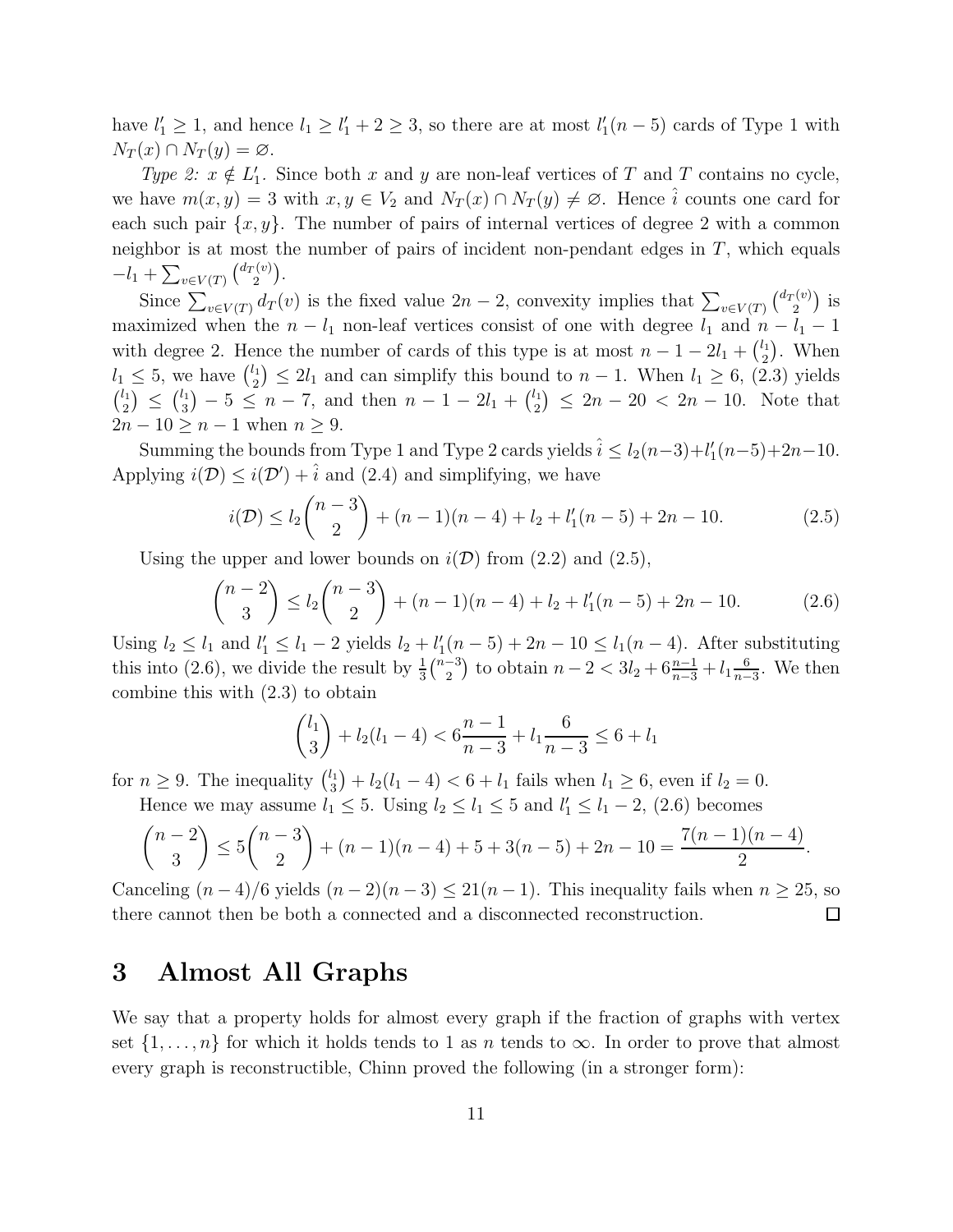have $l_1' \geq 1$, and hence $l_1 \geq l_1' + 2 \geq 3$, so there are at most $l_1'(n-5)$ cards of Type 1 with $N_T(x) \cap N_T(y) = \varnothing$.

*Type 2:* $x \notin L_1'$. Since both $x$ and $y$ are non-leaf vertices of $T$ and $T$ contains no cycle, we have $m(x,y) = 3$ with $x, y \in V_2$ and $N_T(x) \cap N_T(y) \neq \varnothing$. Hence $\hat{i}$ counts one card for each such pair $\{x,y\}$. The number of pairs of internal vertices of degree 2 with a common neighbor is at most the number of pairs of incident non-pendant edges in $T$, which equals $-l_1 + \sum_{v \in V(T)} \binom{d_T(v)}{2}$.

Since $\sum_{v \in V(T)} d_T(v)$ is the fixed value $2n-2$, convexity implies that $\sum_{v \in V(T)} \binom{d_T(v)}{2}$ is maximized when the $n - l_1$ non-leaf vertices consist of one with degree $l_1$ and $n - l_1 - 1$ with degree 2. Hence the number of cards of this type is at most $n - 1 - 2l_1 + \binom{l_1}{2}$. When $l_1 \leq 5$, we have $\binom{l_1}{2} \leq 2l_1$ and can simplify this bound to $n-1$. When $l_1 \geq 6$, (2.3) yields $\binom{l_1}{2} \leq \binom{l_1}{3} - 5 \leq n - 7$, and then $n - 1 - 2l_1 + \binom{l_1}{2} \leq 2n - 20 < 2n - 10$. Note that $2n - 10 \geq n - 1$ when $n \geq 9$.

Summing the bounds from Type 1 and Type 2 cards yields $\hat{i} \leq l_2(n-3) + l_1'(n-5) + 2n - 10$. Applying $i(\mathcal{D}) \leq i(\mathcal{D}') + \hat{i}$ and (2.4) and simplifying, we have

$$i(\mathcal{D}) \leq l_2 \binom{n-3}{2} + (n-1)(n-4) + l_2 + l_1'(n-5) + 2n - 10. \tag{2.5}$$

Using the upper and lower bounds on $i(\mathcal{D})$ from (2.2) and (2.5),

$$\binom{n-2}{3} \leq l_2 \binom{n-3}{2} + (n-1)(n-4) + l_2 + l_1'(n-5) + 2n - 10. \tag{2.6}$$

Using $l_2 \leq l_1$ and $l_1' \leq l_1 - 2$ yields $l_2 + l_1'(n-5) + 2n - 10 \leq l_1(n-4)$. After substituting this into (2.6), we divide the result by $\frac{1}{3}\binom{n-3}{2}$ to obtain $n - 2 < 3l_2 + 6\frac{n-1}{n-3} + l_1 \frac{6}{n-3}$. We then combine this with (2.3) to obtain

$$\binom{l_1}{3} + l_2(l_1 - 4) < 6\frac{n-1}{n-3} + l_1 \frac{6}{n-3} \leq 6 + l_1$$

for $n \geq 9$. The inequality $\binom{l_1}{3} + l_2(l_1 - 4) < 6 + l_1$ fails when $l_1 \geq 6$, even if $l_2 = 0$.

Hence we may assume $l_1 \leq 5$. Using $l_2 \leq l_1 \leq 5$ and $l_1' \leq l_1 - 2$, (2.6) becomes

$$\binom{n-2}{3} \leq 5\binom{n-3}{2} + (n-1)(n-4) + 5 + 3(n-5) + 2n - 10 = \frac{7(n-1)(n-4)}{2}.$$

Canceling $(n-4)/6$ yields $(n-2)(n-3) \leq 21(n-1)$. This inequality fails when $n \geq 25$, so there cannot then be both a connected and a disconnected reconstruction. □

# 3 Almost All Graphs

We say that a property holds for almost every graph if the fraction of graphs with vertex set $\{1, \ldots, n\}$ for which it holds tends to 1 as $n$ tends to $\infty$. In order to prove that almost every graph is reconstructible, Chinn proved the following (in a stronger form):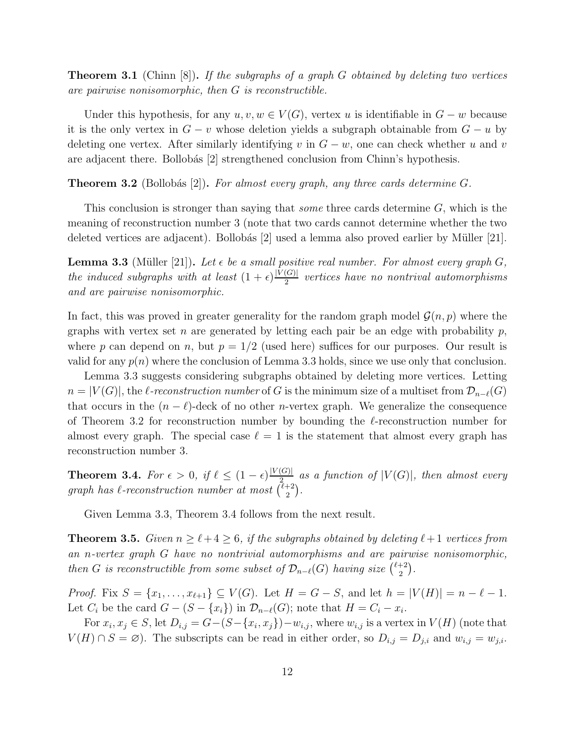**Theorem 3.1** (Chinn [8]). *If the subgraphs of a graph $G$ obtained by deleting two vertices are pairwise nonisomorphic, then $G$ is reconstructible.*

Under this hypothesis, for any $u, v, w \in V(G)$, vertex $u$ is identifiable in $G - w$ because it is the only vertex in $G - v$ whose deletion yields a subgraph obtainable from $G - u$ by deleting one vertex. After similarly identifying $v$ in $G - w$, one can check whether $u$ and $v$ are adjacent there. Bollobás [2] strengthened conclusion from Chinn's hypothesis.

**Theorem 3.2** (Bollobás [2]). *For almost every graph, any three cards determine $G$.*

This conclusion is stronger than saying that *some* three cards determine $G$, which is the meaning of reconstruction number 3 (note that two cards cannot determine whether the two deleted vertices are adjacent). Bollobás [2] used a lemma also proved earlier by Müller [21].

**Lemma 3.3** (Müller [21]). *Let $\epsilon$ be a small positive real number. For almost every graph $G$, the induced subgraphs with at least $(1+\epsilon)\frac{|V(G)|}{2}$ vertices have no nontrival automorphisms and are pairwise nonisomorphic.*

In fact, this was proved in greater generality for the random graph model $\mathcal{G}(n,p)$ where the graphs with vertex set $n$ are generated by letting each pair be an edge with probability $p$, where $p$ can depend on $n$, but $p = 1/2$ (used here) suffices for our purposes. Our result is valid for any $p(n)$ where the conclusion of Lemma 3.3 holds, since we use only that conclusion.

Lemma 3.3 suggests considering subgraphs obtained by deleting more vertices. Letting $n = |V(G)|$, the *$\ell$-reconstruction number* of $G$ is the minimum size of a multiset from $\mathcal{D}_{n-\ell}(G)$ that occurs in the $(n-\ell)$-deck of no other $n$-vertex graph. We generalize the consequence of Theorem 3.2 for reconstruction number by bounding the $\ell$-reconstruction number for almost every graph. The special case $\ell = 1$ is the statement that almost every graph has reconstruction number 3.

**Theorem 3.4.** *For $\epsilon > 0$, if $\ell \le (1-\epsilon)\frac{|V(G)|}{2}$ as a function of $|V(G)|$, then almost every graph has $\ell$-reconstruction number at most $\binom{\ell+2}{2}$.*

Given Lemma 3.3, Theorem 3.4 follows from the next result.

**Theorem 3.5.** *Given $n \ge \ell + 4 \ge 6$, if the subgraphs obtained by deleting $\ell + 1$ vertices from an $n$-vertex graph $G$ have no nontrivial automorphisms and are pairwise nonisomorphic, then $G$ is reconstructible from some subset of $\mathcal{D}_{n-\ell}(G)$ having size $\binom{\ell+2}{2}$.*

*Proof.* Fix $S = \{x_1, \ldots, x_{\ell+1}\} \subseteq V(G)$. Let $H = G - S$, and let $h = |V(H)| = n - \ell - 1$. Let $C_i$ be the card $G - (S - \{x_i\})$ in $\mathcal{D}_{n-\ell}(G)$; note that $H = C_i - x_i$.

For $x_i, x_j \in S$, let $D_{i,j} = G - (S - \{x_i, x_j\}) - w_{i,j}$, where $w_{i,j}$ is a vertex in $V(H)$ (note that $V(H) \cap S = \varnothing$). The subscripts can be read in either order, so $D_{i,j} = D_{j,i}$ and $w_{i,j} = w_{j,i}$.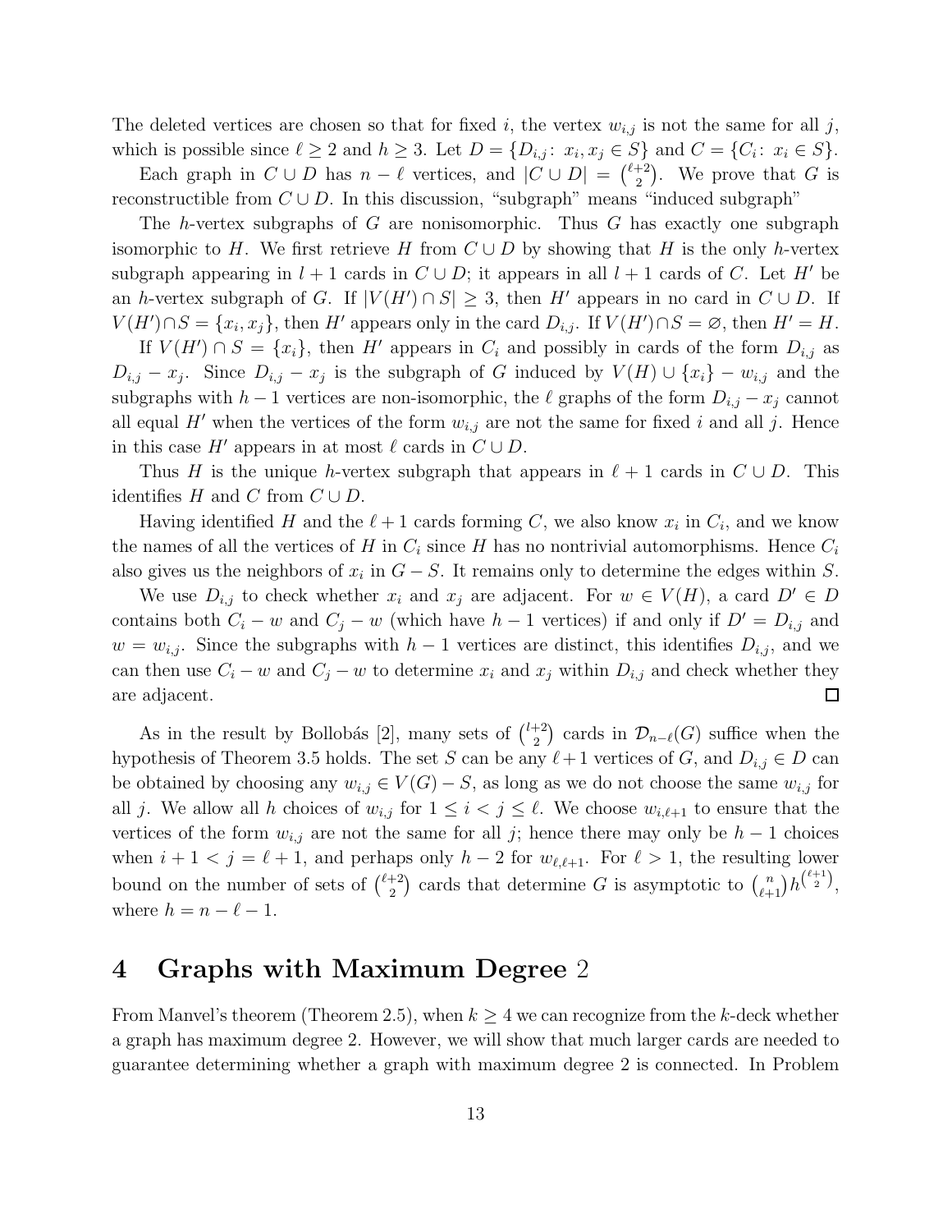The deleted vertices are chosen so that for fixed $i$, the vertex $w_{i,j}$ is not the same for all $j$, which is possible since $\ell \geq 2$ and $h \geq 3$. Let $D = \{D_{i,j} \colon x_i, x_j \in S\}$ and $C = \{C_i \colon x_i \in S\}$.

Each graph in $C \cup D$ has $n - \ell$ vertices, and $|C \cup D| = \binom{\ell+2}{2}$. We prove that $G$ is reconstructible from $C \cup D$. In this discussion, "subgraph" means "induced subgraph"

The $h$-vertex subgraphs of $G$ are nonisomorphic. Thus $G$ has exactly one subgraph isomorphic to $H$. We first retrieve $H$ from $C \cup D$ by showing that $H$ is the only $h$-vertex subgraph appearing in $l+1$ cards in $C \cup D$; it appears in all $l+1$ cards of $C$. Let $H'$ be an $h$-vertex subgraph of $G$. If $|V(H') \cap S| \geq 3$, then $H'$ appears in no card in $C \cup D$. If $V(H') \cap S = \{x_i, x_j\}$, then $H'$ appears only in the card $D_{i,j}$. If $V(H') \cap S = \varnothing$, then $H' = H$.

If $V(H') \cap S = \{x_i\}$, then $H'$ appears in $C_i$ and possibly in cards of the form $D_{i,j}$ as $D_{i,j} - x_j$. Since $D_{i,j} - x_j$ is the subgraph of $G$ induced by $V(H) \cup \{x_i\} - w_{i,j}$ and the subgraphs with $h-1$ vertices are non-isomorphic, the $\ell$ graphs of the form $D_{i,j} - x_j$ cannot all equal $H'$ when the vertices of the form $w_{i,j}$ are not the same for fixed $i$ and all $j$. Hence in this case $H'$ appears in at most $\ell$ cards in $C \cup D$.

Thus $H$ is the unique $h$-vertex subgraph that appears in $\ell + 1$ cards in $C \cup D$. This identifies $H$ and $C$ from $C \cup D$.

Having identified $H$ and the $\ell + 1$ cards forming $C$, we also know $x_i$ in $C_i$, and we know the names of all the vertices of $H$ in $C_i$ since $H$ has no nontrivial automorphisms. Hence $C_i$ also gives us the neighbors of $x_i$ in $G - S$. It remains only to determine the edges within $S$.

We use $D_{i,j}$ to check whether $x_i$ and $x_j$ are adjacent. For $w \in V(H)$, a card $D' \in D$ contains both $C_i - w$ and $C_j - w$ (which have $h-1$ vertices) if and only if $D' = D_{i,j}$ and $w = w_{i,j}$. Since the subgraphs with $h-1$ vertices are distinct, this identifies $D_{i,j}$, and we can then use $C_i - w$ and $C_j - w$ to determine $x_i$ and $x_j$ within $D_{i,j}$ and check whether they are adjacent. □

As in the result by Bollobás [2], many sets of $\binom{l+2}{2}$ cards in $\mathcal{D}_{n-\ell}(G)$ suffice when the hypothesis of Theorem 3.5 holds. The set $S$ can be any $\ell+1$ vertices of $G$, and $D_{i,j} \in D$ can be obtained by choosing any $w_{i,j} \in V(G) - S$, as long as we do not choose the same $w_{i,j}$ for all $j$. We allow all $h$ choices of $w_{i,j}$ for $1 \leq i < j \leq \ell$. We choose $w_{i,\ell+1}$ to ensure that the vertices of the form $w_{i,j}$ are not the same for all $j$; hence there may only be $h-1$ choices when $i+1 < j = \ell+1$, and perhaps only $h-2$ for $w_{\ell,\ell+1}$. For $\ell > 1$, the resulting lower bound on the number of sets of $\binom{\ell+2}{2}$ cards that determine $G$ is asymptotic to $\binom{n}{\ell+1} h^{\binom{\ell+1}{2}}$, where $h = n - \ell - 1$.

# 4 Graphs with Maximum Degree 2

From Manvel's theorem (Theorem 2.5), when $k \geq 4$ we can recognize from the $k$-deck whether a graph has maximum degree 2. However, we will show that much larger cards are needed to guarantee determining whether a graph with maximum degree 2 is connected. In Problem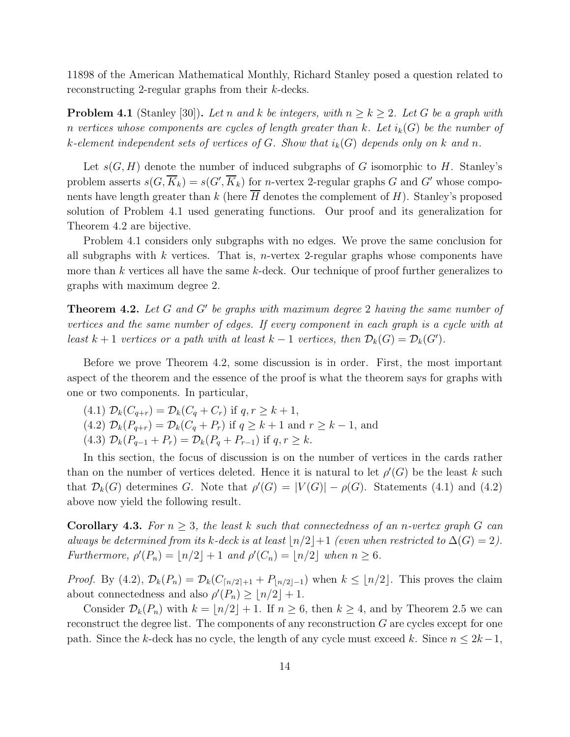11898 of the American Mathematical Monthly, Richard Stanley posed a question related to reconstructing 2-regular graphs from their $k$-decks.

**Problem 4.1** (Stanley [30]). *Let $n$ and $k$ be integers, with $n \ge k \ge 2$. Let $G$ be a graph with $n$ vertices whose components are cycles of length greater than $k$. Let $i_k(G)$ be the number of $k$-element independent sets of vertices of $G$. Show that $i_k(G)$ depends only on $k$ and $n$.*

Let $s(G, H)$ denote the number of induced subgraphs of $G$ isomorphic to $H$. Stanley's problem asserts $s(G, \overline{K}_k) = s(G', \overline{K}_k)$ for $n$-vertex 2-regular graphs $G$ and $G'$ whose components have length greater than $k$ (here $\overline{H}$ denotes the complement of $H$). Stanley's proposed solution of Problem 4.1 used generating functions. Our proof and its generalization for Theorem 4.2 are bijective.

Problem 4.1 considers only subgraphs with no edges. We prove the same conclusion for all subgraphs with $k$ vertices. That is, $n$-vertex 2-regular graphs whose components have more than $k$ vertices all have the same $k$-deck. Our technique of proof further generalizes to graphs with maximum degree 2.

**Theorem 4.2.** *Let $G$ and $G'$ be graphs with maximum degree 2 having the same number of vertices and the same number of edges. If every component in each graph is a cycle with at least $k+1$ vertices or a path with at least $k-1$ vertices, then $\mathcal{D}_k(G) = \mathcal{D}_k(G')$.*

Before we prove Theorem 4.2, some discussion is in order. First, the most important aspect of the theorem and the essence of the proof is what the theorem says for graphs with one or two components. In particular,

(4.1) $\mathcal{D}_k(C_{q+r}) = \mathcal{D}_k(C_q + C_r)$ if $q, r \ge k+1$,
(4.2) $\mathcal{D}_k(P_{q+r}) = \mathcal{D}_k(C_q + P_r)$ if $q \ge k+1$ and $r \ge k-1$, and
(4.3) $\mathcal{D}_k(P_{q-1} + P_r) = \mathcal{D}_k(P_q + P_{r-1})$ if $q, r \ge k$.

In this section, the focus of discussion is on the number of vertices in the cards rather than on the number of vertices deleted. Hence it is natural to let $\rho'(G)$ be the least $k$ such that $\mathcal{D}_k(G)$ determines $G$. Note that $\rho'(G) = |V(G)| - \rho(G)$. Statements (4.1) and (4.2) above now yield the following result.

**Corollary 4.3.** *For $n \ge 3$, the least $k$ such that connectedness of an $n$-vertex graph $G$ can always be determined from its $k$-deck is at least $\lfloor n/2 \rfloor + 1$ (even when restricted to $\Delta(G) = 2$). Furthermore, $\rho'(P_n) = \lfloor n/2 \rfloor + 1$ and $\rho'(C_n) = \lfloor n/2 \rfloor$ when $n \ge 6$.*

*Proof.* By (4.2), $\mathcal{D}_k(P_n) = \mathcal{D}_k(C_{\lceil n/2 \rceil + 1} + P_{\lfloor n/2 \rfloor - 1})$ when $k \le \lfloor n/2 \rfloor$. This proves the claim about connectedness and also $\rho'(P_n) \ge \lfloor n/2 \rfloor + 1$.

Consider $\mathcal{D}_k(P_n)$ with $k = \lfloor n/2 \rfloor + 1$. If $n \ge 6$, then $k \ge 4$, and by Theorem 2.5 we can reconstruct the degree list. The components of any reconstruction $G$ are cycles except for one path. Since the $k$-deck has no cycle, the length of any cycle must exceed $k$. Since $n \le 2k-1$,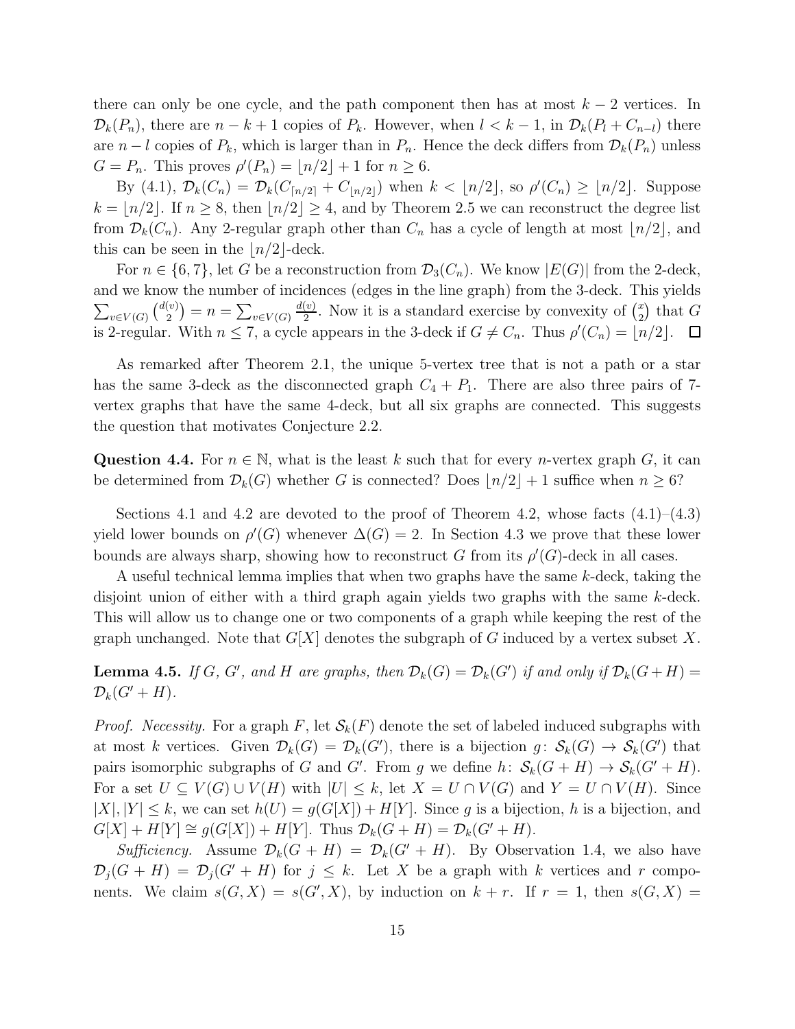there can only be one cycle, and the path component then has at most $k-2$ vertices. In $\mathcal{D}_k(P_n)$, there are $n-k+1$ copies of $P_k$. However, when $l<k-1$, in $\mathcal{D}_k(P_l+C_{n-l})$ there are $n-l$ copies of $P_k$, which is larger than in $P_n$. Hence the deck differs from $\mathcal{D}_k(P_n)$ unless $G=P_n$. This proves $\rho'(P_n)=\lfloor n/2\rfloor+1$ for $n\ge 6$.

By (4.1), $\mathcal{D}_k(C_n)=\mathcal{D}_k(C_{\lceil n/2\rceil}+C_{\lfloor n/2\rfloor})$ when $k<\lfloor n/2\rfloor$, so $\rho'(C_n)\ge\lfloor n/2\rfloor$. Suppose $k=\lfloor n/2\rfloor$. If $n\ge 8$, then $\lfloor n/2\rfloor\ge 4$, and by Theorem 2.5 we can reconstruct the degree list from $\mathcal{D}_k(C_n)$. Any 2-regular graph other than $C_n$ has a cycle of length at most $\lfloor n/2\rfloor$, and this can be seen in the $\lfloor n/2\rfloor$-deck.

For $n\in\{6,7\}$, let $G$ be a reconstruction from $\mathcal{D}_3(C_n)$. We know $|E(G)|$ from the 2-deck, and we know the number of incidences (edges in the line graph) from the 3-deck. This yields $\sum_{v\in V(G)}\binom{d(v)}{2}=n=\sum_{v\in V(G)}\frac{d(v)}{2}$. Now it is a standard exercise by convexity of $\binom{x}{2}$ that $G$ is 2-regular. With $n\le 7$, a cycle appears in the 3-deck if $G\ne C_n$. Thus $\rho'(C_n)=\lfloor n/2\rfloor$. $\square$

As remarked after Theorem 2.1, the unique 5-vertex tree that is not a path or a star has the same 3-deck as the disconnected graph $C_4+P_1$. There are also three pairs of 7-vertex graphs that have the same 4-deck, but all six graphs are connected. This suggests the question that motivates Conjecture 2.2.

**Question 4.4.** For $n\in\mathbb{N}$, what is the least $k$ such that for every $n$-vertex graph $G$, it can be determined from $\mathcal{D}_k(G)$ whether $G$ is connected? Does $\lfloor n/2\rfloor+1$ suffice when $n\ge 6$?

Sections 4.1 and 4.2 are devoted to the proof of Theorem 4.2, whose facts (4.1)–(4.3) yield lower bounds on $\rho'(G)$ whenever $\Delta(G)=2$. In Section 4.3 we prove that these lower bounds are always sharp, showing how to reconstruct $G$ from its $\rho'(G)$-deck in all cases.

A useful technical lemma implies that when two graphs have the same $k$-deck, taking the disjoint union of either with a third graph again yields two graphs with the same $k$-deck. This will allow us to change one or two components of a graph while keeping the rest of the graph unchanged. Note that $G[X]$ denotes the subgraph of $G$ induced by a vertex subset $X$.

**Lemma 4.5.** *If $G$, $G'$, and $H$ are graphs, then $\mathcal{D}_k(G)=\mathcal{D}_k(G')$ if and only if $\mathcal{D}_k(G+H)=\mathcal{D}_k(G'+H)$.*

*Proof. Necessity.* For a graph $F$, let $\mathcal{S}_k(F)$ denote the set of labeled induced subgraphs with at most $k$ vertices. Given $\mathcal{D}_k(G)=\mathcal{D}_k(G')$, there is a bijection $g\colon \mathcal{S}_k(G)\to\mathcal{S}_k(G')$ that pairs isomorphic subgraphs of $G$ and $G'$. From $g$ we define $h\colon \mathcal{S}_k(G+H)\to\mathcal{S}_k(G'+H)$. For a set $U\subseteq V(G)\cup V(H)$ with $|U|\le k$, let $X=U\cap V(G)$ and $Y=U\cap V(H)$. Since $|X|,|Y|\le k$, we can set $h(U)=g(G[X])+H[Y]$. Since $g$ is a bijection, $h$ is a bijection, and $G[X]+H[Y]\cong g(G[X])+H[Y]$. Thus $\mathcal{D}_k(G+H)=\mathcal{D}_k(G'+H)$.

*Sufficiency.* Assume $\mathcal{D}_k(G+H)=\mathcal{D}_k(G'+H)$. By Observation 1.4, we also have $\mathcal{D}_j(G+H)=\mathcal{D}_j(G'+H)$ for $j\le k$. Let $X$ be a graph with $k$ vertices and $r$ components. We claim $s(G,X)=s(G',X)$, by induction on $k+r$. If $r=1$, then $s(G,X)=$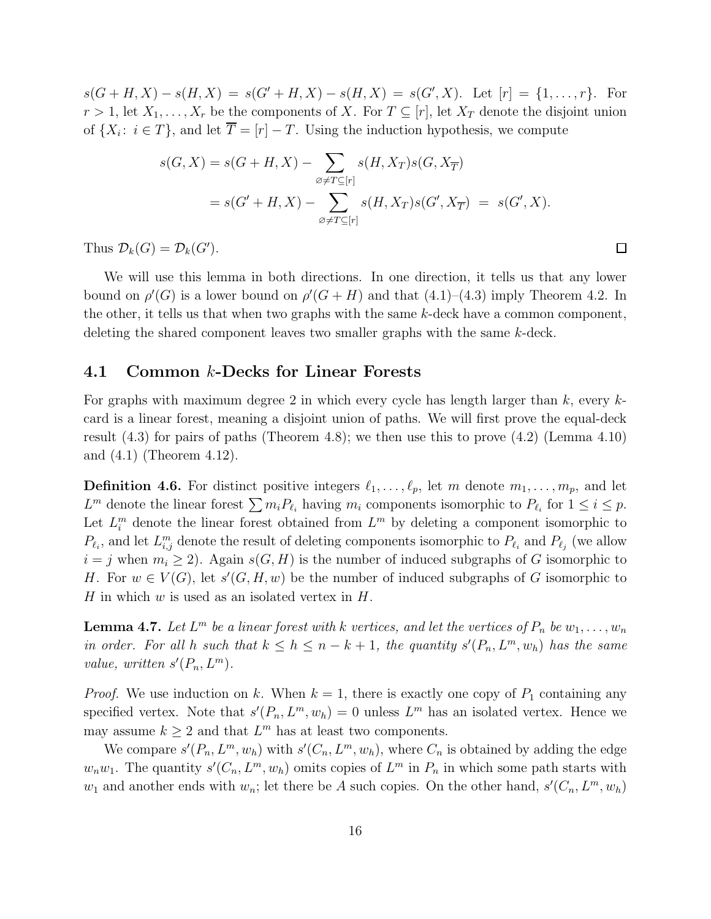$s(G+H,X) - s(H,X) = s(G'+H,X) - s(H,X) = s(G',X)$. Let $[r] = \{1,\ldots,r\}$. For $r>1$, let $X_1,\ldots,X_r$ be the components of $X$. For $T \subseteq [r]$, let $X_T$ denote the disjoint union of $\{X_i\colon\ i \in T\}$, and let $\overline{T} = [r] - T$. Using the induction hypothesis, we compute

$$\begin{aligned} s(G,X) &= s(G+H,X) - \sum_{\varnothing \neq T \subseteq [r]} s(H,X_T)s(G,X_{\overline{T}}) \\ &= s(G'+H,X) - \sum_{\varnothing \neq T \subseteq [r]} s(H,X_T)s(G',X_{\overline{T}}) \;=\; s(G',X). \end{aligned}$$

Thus $\mathcal{D}_k(G) = \mathcal{D}_k(G')$. $\square$

We will use this lemma in both directions. In one direction, it tells us that any lower bound on $\rho'(G)$ is a lower bound on $\rho'(G+H)$ and that (4.1)–(4.3) imply Theorem 4.2. In the other, it tells us that when two graphs with the same $k$-deck have a common component, deleting the shared component leaves two smaller graphs with the same $k$-deck.

## 4.1 Common $k$-Decks for Linear Forests

For graphs with maximum degree 2 in which every cycle has length larger than $k$, every $k$-card is a linear forest, meaning a disjoint union of paths. We will first prove the equal-deck result (4.3) for pairs of paths (Theorem 4.8); we then use this to prove (4.2) (Lemma 4.10) and (4.1) (Theorem 4.12).

**Definition 4.6.** For distinct positive integers $\ell_1,\ldots,\ell_p$, let $m$ denote $m_1,\ldots,m_p$, and let $L^m$ denote the linear forest $\sum m_i P_{\ell_i}$ having $m_i$ components isomorphic to $P_{\ell_i}$ for $1 \le i \le p$. Let $L_i^m$ denote the linear forest obtained from $L^m$ by deleting a component isomorphic to $P_{\ell_i}$, and let $L_{i,j}^m$ denote the result of deleting components isomorphic to $P_{\ell_i}$ and $P_{\ell_j}$ (we allow $i=j$ when $m_i \ge 2$). Again $s(G,H)$ is the number of induced subgraphs of $G$ isomorphic to $H$. For $w \in V(G)$, let $s'(G,H,w)$ be the number of induced subgraphs of $G$ isomorphic to $H$ in which $w$ is used as an isolated vertex in $H$.

**Lemma 4.7.** *Let $L^m$ be a linear forest with $k$ vertices, and let the vertices of $P_n$ be $w_1,\ldots,w_n$ in order. For all $h$ such that $k \le h \le n-k+1$, the quantity $s'(P_n,L^m,w_h)$ has the same value, written $s'(P_n,L^m)$.*

*Proof.* We use induction on $k$. When $k=1$, there is exactly one copy of $P_1$ containing any specified vertex. Note that $s'(P_n,L^m,w_h) = 0$ unless $L^m$ has an isolated vertex. Hence we may assume $k \ge 2$ and that $L^m$ has at least two components.

We compare $s'(P_n,L^m,w_h)$ with $s'(C_n,L^m,w_h)$, where $C_n$ is obtained by adding the edge $w_nw_1$. The quantity $s'(C_n,L^m,w_h)$ omits copies of $L^m$ in $P_n$ in which some path starts with $w_1$ and another ends with $w_n$; let there be $A$ such copies. On the other hand, $s'(C_n,L^m,w_h)$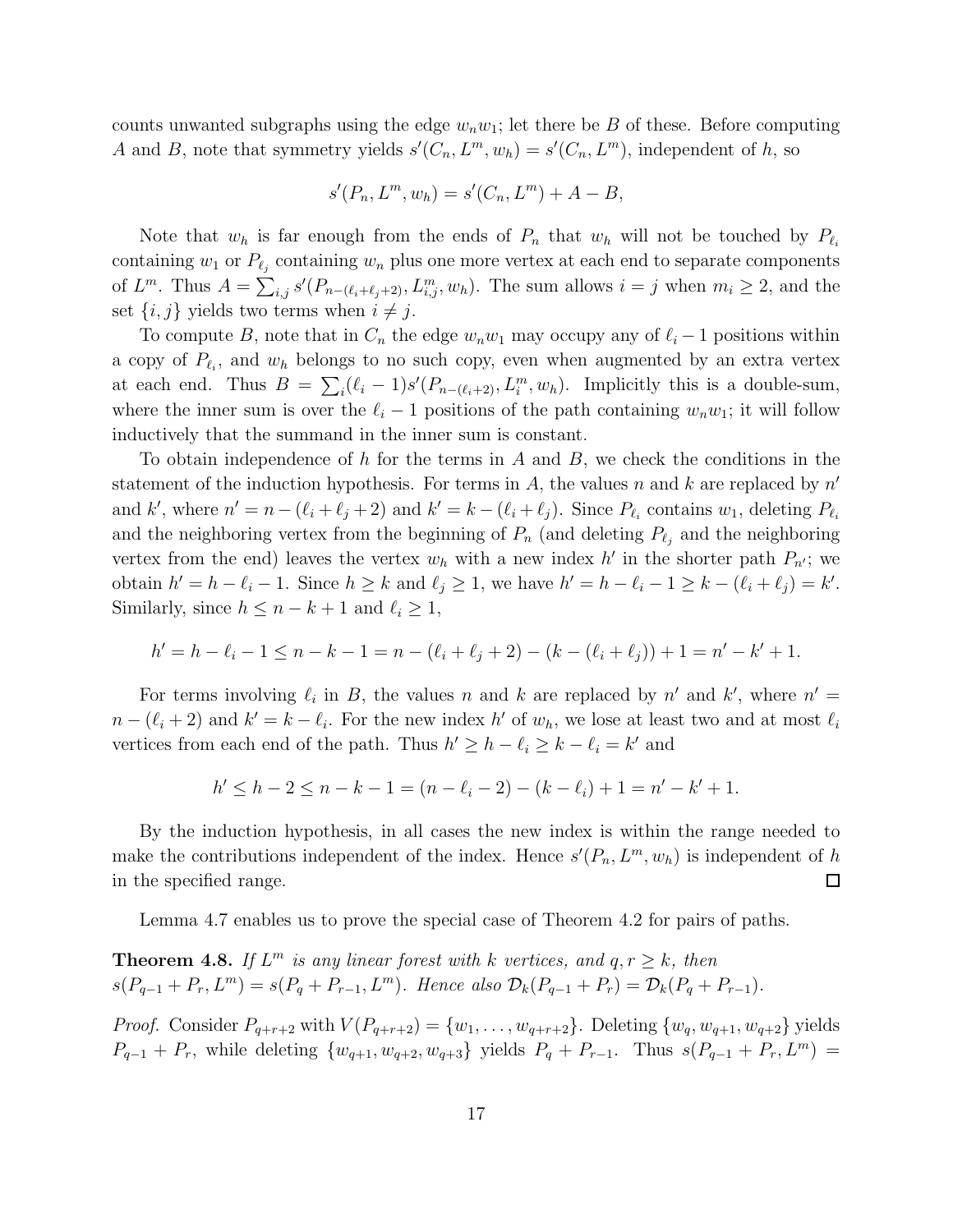counts unwanted subgraphs using the edge $w_n w_1$; let there be $B$ of these. Before computing $A$ and $B$, note that symmetry yields $s'(C_n, L^m, w_h) = s'(C_n, L^m)$, independent of $h$, so

$$s'(P_n, L^m, w_h) = s'(C_n, L^m) + A - B,$$

Note that $w_h$ is far enough from the ends of $P_n$ that $w_h$ will not be touched by $P_{\ell_i}$ containing $w_1$ or $P_{\ell_j}$ containing $w_n$ plus one more vertex at each end to separate components of $L^m$. Thus $A = \sum_{i,j} s'(P_{n-(\ell_i+\ell_j+2)}, L^m_{i,j}, w_h)$. The sum allows $i = j$ when $m_i \geq 2$, and the set $\{i, j\}$ yields two terms when $i \neq j$.

To compute $B$, note that in $C_n$ the edge $w_n w_1$ may occupy any of $\ell_i - 1$ positions within a copy of $P_{\ell_i}$, and $w_h$ belongs to no such copy, even when augmented by an extra vertex at each end. Thus $B = \sum_i (\ell_i - 1) s'(P_{n-(\ell_i+2)}, L^m_i, w_h)$. Implicitly this is a double-sum, where the inner sum is over the $\ell_i - 1$ positions of the path containing $w_n w_1$; it will follow inductively that the summand in the inner sum is constant.

To obtain independence of $h$ for the terms in $A$ and $B$, we check the conditions in the statement of the induction hypothesis. For terms in $A$, the values $n$ and $k$ are replaced by $n'$ and $k'$, where $n' = n - (\ell_i + \ell_j + 2)$ and $k' = k - (\ell_i + \ell_j)$. Since $P_{\ell_i}$ contains $w_1$, deleting $P_{\ell_i}$ and the neighboring vertex from the beginning of $P_n$ (and deleting $P_{\ell_j}$ and the neighboring vertex from the end) leaves the vertex $w_h$ with a new index $h'$ in the shorter path $P_{n'}$; we obtain $h' = h - \ell_i - 1$. Since $h \geq k$ and $\ell_j \geq 1$, we have $h' = h - \ell_i - 1 \geq k - (\ell_i + \ell_j) = k'$. Similarly, since $h \leq n - k + 1$ and $\ell_i \geq 1$,

$$h' = h - \ell_i - 1 \leq n - k - 1 = n - (\ell_i + \ell_j + 2) - (k - (\ell_i + \ell_j)) + 1 = n' - k' + 1.$$

For terms involving $\ell_i$ in $B$, the values $n$ and $k$ are replaced by $n'$ and $k'$, where $n' = n - (\ell_i + 2)$ and $k' = k - \ell_i$. For the new index $h'$ of $w_h$, we lose at least two and at most $\ell_i$ vertices from each end of the path. Thus $h' \geq h - \ell_i \geq k - \ell_i = k'$ and

$$h' \leq h - 2 \leq n - k - 1 = (n - \ell_i - 2) - (k - \ell_i) + 1 = n' - k' + 1.$$

By the induction hypothesis, in all cases the new index is within the range needed to make the contributions independent of the index. Hence $s'(P_n, L^m, w_h)$ is independent of $h$ in the specified range. $\square$

Lemma 4.7 enables us to prove the special case of Theorem 4.2 for pairs of paths.

**Theorem 4.8.** *If $L^m$ is any linear forest with $k$ vertices, and $q, r \geq k$, then $s(P_{q-1} + P_r, L^m) = s(P_q + P_{r-1}, L^m)$. Hence also $\mathcal{D}_k(P_{q-1} + P_r) = \mathcal{D}_k(P_q + P_{r-1})$.*

*Proof.* Consider $P_{q+r+2}$ with $V(P_{q+r+2}) = \{w_1, \ldots, w_{q+r+2}\}$. Deleting $\{w_q, w_{q+1}, w_{q+2}\}$ yields $P_{q-1} + P_r$, while deleting $\{w_{q+1}, w_{q+2}, w_{q+3}\}$ yields $P_q + P_{r-1}$. Thus $s(P_{q-1} + P_r, L^m) =$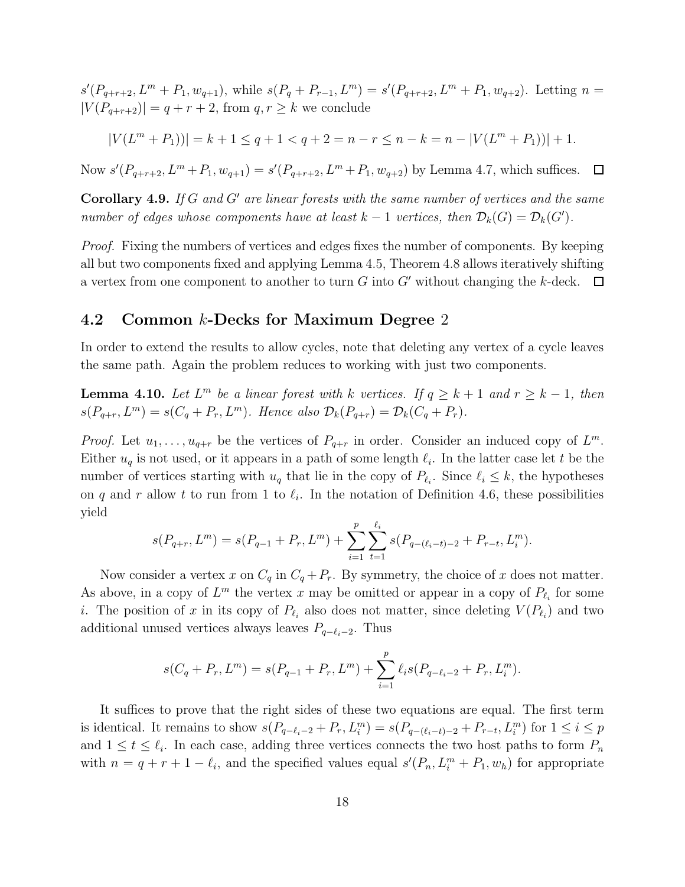$s'(P_{q+r+2}, L^m + P_1, w_{q+1})$, while $s(P_q + P_{r-1}, L^m) = s'(P_{q+r+2}, L^m + P_1, w_{q+2})$. Letting $n = |V(P_{q+r+2})| = q + r + 2$, from $q, r \geq k$ we conclude

$$|V(L^m + P_1))| = k + 1 \leq q + 1 < q + 2 = n - r \leq n - k = n - |V(L^m + P_1))| + 1.$$

Now $s'(P_{q+r+2}, L^m + P_1, w_{q+1}) = s'(P_{q+r+2}, L^m + P_1, w_{q+2})$ by Lemma 4.7, which suffices. $\square$

**Corollary 4.9.** *If $G$ and $G'$ are linear forests with the same number of vertices and the same number of edges whose components have at least $k-1$ vertices, then $\mathcal{D}_k(G) = \mathcal{D}_k(G')$.*

*Proof.* Fixing the numbers of vertices and edges fixes the number of components. By keeping all but two components fixed and applying Lemma 4.5, Theorem 4.8 allows iteratively shifting a vertex from one component to another to turn $G$ into $G'$ without changing the $k$-deck. $\square$

## 4.2 Common $k$-Decks for Maximum Degree 2

In order to extend the results to allow cycles, note that deleting any vertex of a cycle leaves the same path. Again the problem reduces to working with just two components.

**Lemma 4.10.** *Let $L^m$ be a linear forest with $k$ vertices. If $q \geq k+1$ and $r \geq k-1$, then $s(P_{q+r}, L^m) = s(C_q + P_r, L^m)$. Hence also $\mathcal{D}_k(P_{q+r}) = \mathcal{D}_k(C_q + P_r)$.*

*Proof.* Let $u_1, \ldots, u_{q+r}$ be the vertices of $P_{q+r}$ in order. Consider an induced copy of $L^m$. Either $u_q$ is not used, or it appears in a path of some length $\ell_i$. In the latter case let $t$ be the number of vertices starting with $u_q$ that lie in the copy of $P_{\ell_i}$. Since $\ell_i \leq k$, the hypotheses on $q$ and $r$ allow $t$ to run from 1 to $\ell_i$. In the notation of Definition 4.6, these possibilities yield

$$s(P_{q+r}, L^m) = s(P_{q-1} + P_r, L^m) + \sum_{i=1}^{p} \sum_{t=1}^{\ell_i} s(P_{q-(\ell_i - t)-2} + P_{r-t}, L_i^m).$$

Now consider a vertex $x$ on $C_q$ in $C_q + P_r$. By symmetry, the choice of $x$ does not matter. As above, in a copy of $L^m$ the vertex $x$ may be omitted or appear in a copy of $P_{\ell_i}$ for some $i$. The position of $x$ in its copy of $P_{\ell_i}$ also does not matter, since deleting $V(P_{\ell_i})$ and two additional unused vertices always leaves $P_{q-\ell_i-2}$. Thus

$$s(C_q + P_r, L^m) = s(P_{q-1} + P_r, L^m) + \sum_{i=1}^{p} \ell_i s(P_{q-\ell_i-2} + P_r, L_i^m).$$

It suffices to prove that the right sides of these two equations are equal. The first term is identical. It remains to show $s(P_{q-\ell_i-2} + P_r, L_i^m) = s(P_{q-(\ell_i-t)-2} + P_{r-t}, L_i^m)$ for $1 \leq i \leq p$ and $1 \leq t \leq \ell_i$. In each case, adding three vertices connects the two host paths to form $P_n$ with $n = q + r + 1 - \ell_i$, and the specified values equal $s'(P_n, L_i^m + P_1, w_h)$ for appropriate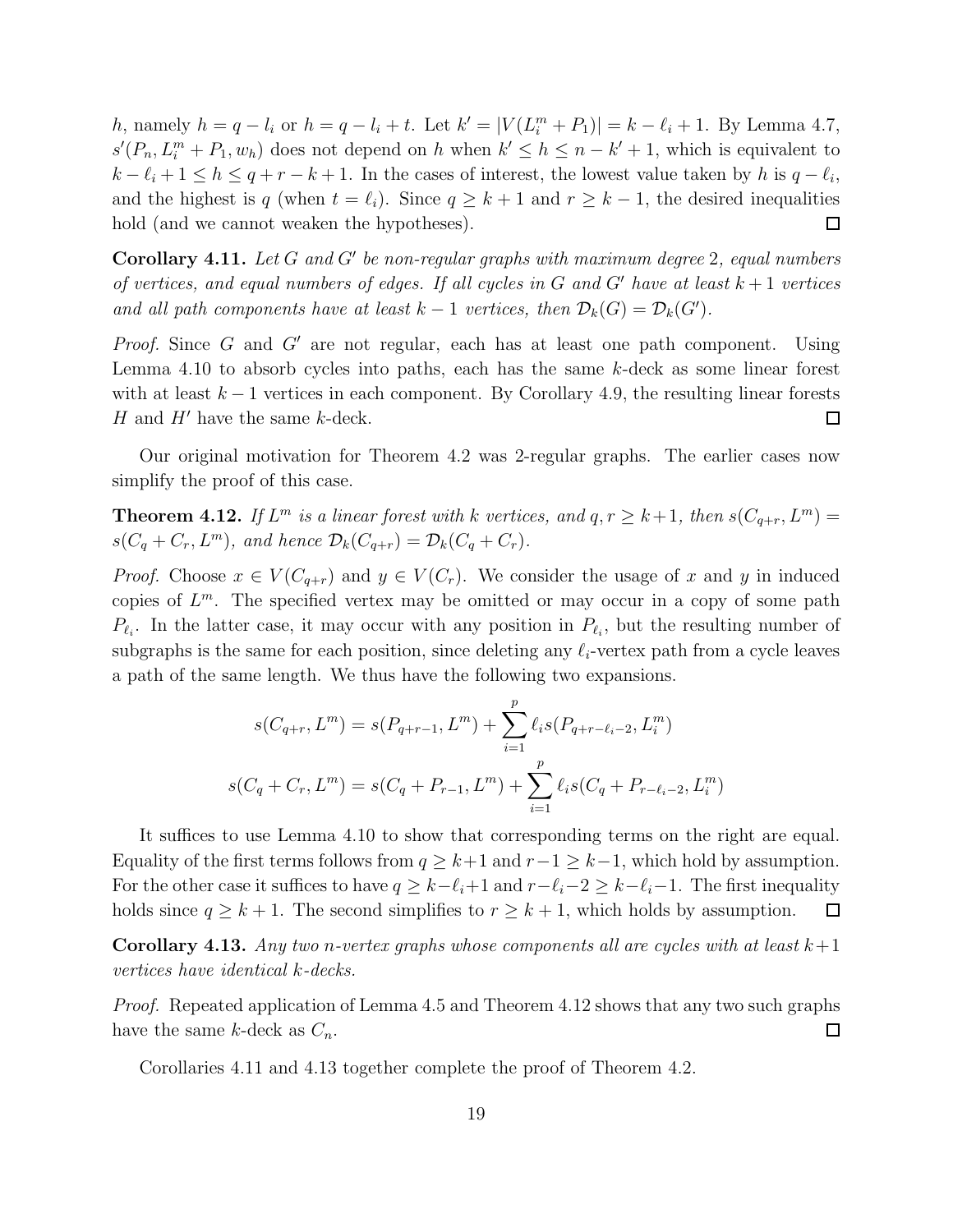$h$, namely $h = q - l_i$ or $h = q - l_i + t$. Let $k' = |V(L_i^m + P_1)| = k - \ell_i + 1$. By Lemma 4.7, $s'(P_n, L_i^m + P_1, w_h)$ does not depend on $h$ when $k' \le h \le n - k' + 1$, which is equivalent to $k - \ell_i + 1 \le h \le q + r - k + 1$. In the cases of interest, the lowest value taken by $h$ is $q - \ell_i$, and the highest is $q$ (when $t = \ell_i$). Since $q \ge k + 1$ and $r \ge k - 1$, the desired inequalities hold (and we cannot weaken the hypotheses). □

**Corollary 4.11.** *Let $G$ and $G'$ be non-regular graphs with maximum degree 2, equal numbers of vertices, and equal numbers of edges. If all cycles in $G$ and $G'$ have at least $k+1$ vertices and all path components have at least $k-1$ vertices, then $\mathcal{D}_k(G) = \mathcal{D}_k(G')$.*

*Proof.* Since $G$ and $G'$ are not regular, each has at least one path component. Using Lemma 4.10 to absorb cycles into paths, each has the same $k$-deck as some linear forest with at least $k-1$ vertices in each component. By Corollary 4.9, the resulting linear forests $H$ and $H'$ have the same $k$-deck. □

Our original motivation for Theorem 4.2 was 2-regular graphs. The earlier cases now simplify the proof of this case.

**Theorem 4.12.** *If $L^m$ is a linear forest with $k$ vertices, and $q, r \ge k+1$, then $s(C_{q+r}, L^m) = s(C_q + C_r, L^m)$, and hence $\mathcal{D}_k(C_{q+r}) = \mathcal{D}_k(C_q + C_r)$.*

*Proof.* Choose $x \in V(C_{q+r})$ and $y \in V(C_r)$. We consider the usage of $x$ and $y$ in induced copies of $L^m$. The specified vertex may be omitted or may occur in a copy of some path $P_{\ell_i}$. In the latter case, it may occur with any position in $P_{\ell_i}$, but the resulting number of subgraphs is the same for each position, since deleting any $\ell_i$-vertex path from a cycle leaves a path of the same length. We thus have the following two expansions.

$$s(C_{q+r}, L^m) = s(P_{q+r-1}, L^m) + \sum_{i=1}^{p} \ell_i s(P_{q+r-\ell_i-2}, L_i^m)$$

$$s(C_q + C_r, L^m) = s(C_q + P_{r-1}, L^m) + \sum_{i=1}^{p} \ell_i s(C_q + P_{r-\ell_i-2}, L_i^m)$$

It suffices to use Lemma 4.10 to show that corresponding terms on the right are equal. Equality of the first terms follows from $q \ge k+1$ and $r-1 \ge k-1$, which hold by assumption. For the other case it suffices to have $q \ge k-\ell_i+1$ and $r-\ell_i-2 \ge k-\ell_i-1$. The first inequality holds since $q \ge k+1$. The second simplifies to $r \ge k+1$, which holds by assumption. □

**Corollary 4.13.** *Any two $n$-vertex graphs whose components all are cycles with at least $k+1$ vertices have identical $k$-decks.*

*Proof.* Repeated application of Lemma 4.5 and Theorem 4.12 shows that any two such graphs have the same $k$-deck as $C_n$. □

Corollaries 4.11 and 4.13 together complete the proof of Theorem 4.2.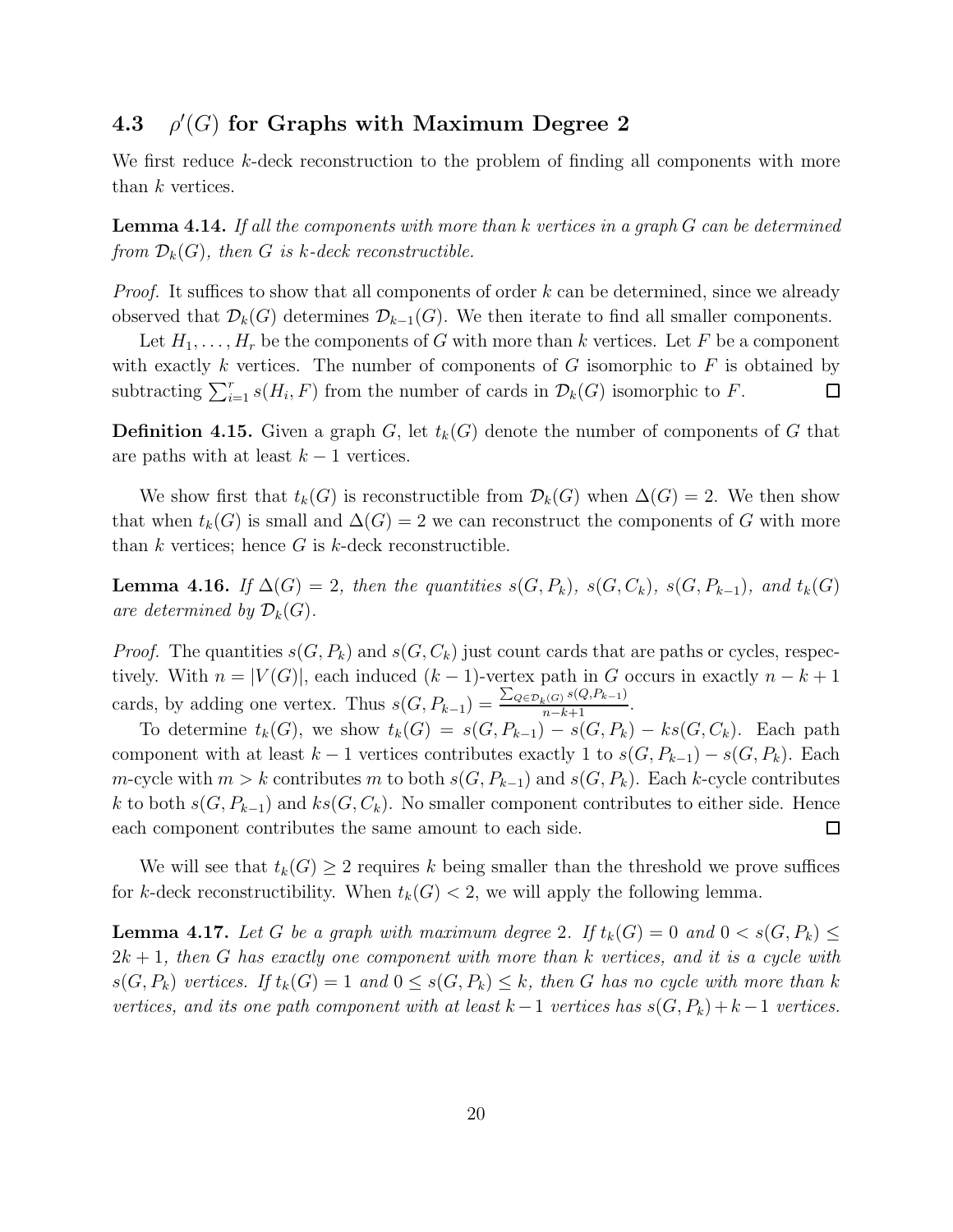### 4.3 $\rho'(G)$ for Graphs with Maximum Degree 2

We first reduce $k$-deck reconstruction to the problem of finding all components with more than $k$ vertices.

**Lemma 4.14.** *If all the components with more than k vertices in a graph $G$ can be determined from $\mathcal{D}_k(G)$, then $G$ is $k$-deck reconstructible.*

*Proof.* It suffices to show that all components of order $k$ can be determined, since we already observed that $\mathcal{D}_k(G)$ determines $\mathcal{D}_{k-1}(G)$. We then iterate to find all smaller components.

Let $H_1, \ldots, H_r$ be the components of $G$ with more than $k$ vertices. Let $F$ be a component with exactly $k$ vertices. The number of components of $G$ isomorphic to $F$ is obtained by subtracting $\sum_{i=1}^{r} s(H_i, F)$ from the number of cards in $\mathcal{D}_k(G)$ isomorphic to $F$. □

**Definition 4.15.** Given a graph $G$, let $t_k(G)$ denote the number of components of $G$ that are paths with at least $k-1$ vertices.

We show first that $t_k(G)$ is reconstructible from $\mathcal{D}_k(G)$ when $\Delta(G) = 2$. We then show that when $t_k(G)$ is small and $\Delta(G) = 2$ we can reconstruct the components of $G$ with more than $k$ vertices; hence $G$ is $k$-deck reconstructible.

**Lemma 4.16.** *If $\Delta(G) = 2$, then the quantities $s(G, P_k)$, $s(G, C_k)$, $s(G, P_{k-1})$, and $t_k(G)$ are determined by $\mathcal{D}_k(G)$.*

*Proof.* The quantities $s(G, P_k)$ and $s(G, C_k)$ just count cards that are paths or cycles, respectively. With $n = |V(G)|$, each induced $(k-1)$-vertex path in $G$ occurs in exactly $n - k + 1$ cards, by adding one vertex. Thus $s(G, P_{k-1}) = \frac{\sum_{Q \in \mathcal{D}_k(G)} s(Q, P_{k-1})}{n-k+1}$.

To determine $t_k(G)$, we show $t_k(G) = s(G, P_{k-1}) - s(G, P_k) - ks(G, C_k)$. Each path component with at least $k-1$ vertices contributes exactly 1 to $s(G, P_{k-1}) - s(G, P_k)$. Each $m$-cycle with $m > k$ contributes $m$ to both $s(G, P_{k-1})$ and $s(G, P_k)$. Each $k$-cycle contributes $k$ to both $s(G, P_{k-1})$ and $ks(G, C_k)$. No smaller component contributes to either side. Hence each component contributes the same amount to each side. □

We will see that $t_k(G) \geq 2$ requires $k$ being smaller than the threshold we prove suffices for $k$-deck reconstructibility. When $t_k(G) < 2$, we will apply the following lemma.

**Lemma 4.17.** *Let $G$ be a graph with maximum degree 2. If $t_k(G) = 0$ and $0 < s(G, P_k) \leq 2k + 1$, then $G$ has exactly one component with more than $k$ vertices, and it is a cycle with $s(G, P_k)$ vertices. If $t_k(G) = 1$ and $0 \leq s(G, P_k) \leq k$, then $G$ has no cycle with more than $k$ vertices, and its one path component with at least $k-1$ vertices has $s(G, P_k) + k - 1$ vertices.*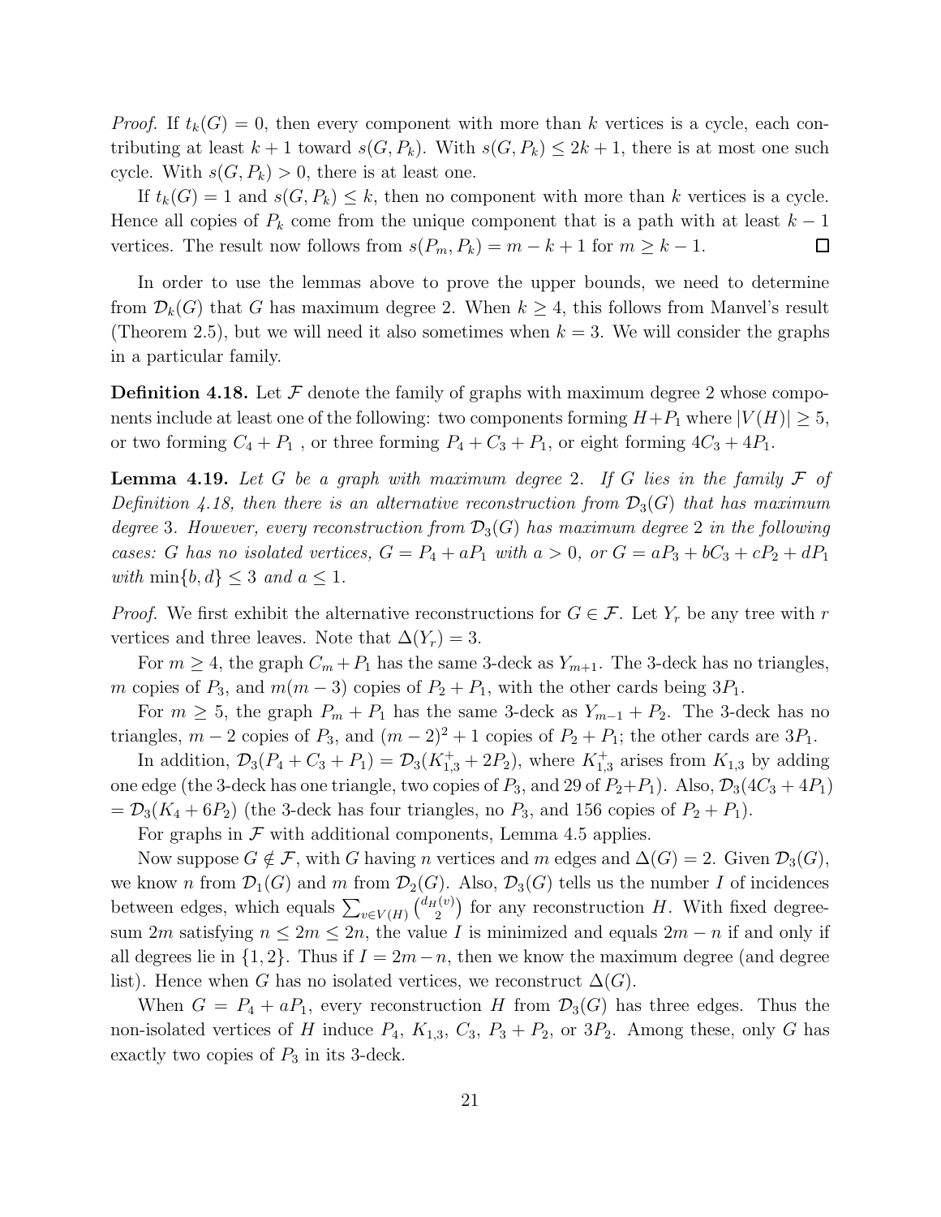*Proof.* If $t_k(G) = 0$, then every component with more than $k$ vertices is a cycle, each contributing at least $k+1$ toward $s(G, P_k)$. With $s(G, P_k) \le 2k+1$, there is at most one such cycle. With $s(G, P_k) > 0$, there is at least one.

If $t_k(G) = 1$ and $s(G, P_k) \le k$, then no component with more than $k$ vertices is a cycle. Hence all copies of $P_k$ come from the unique component that is a path with at least $k-1$ vertices. The result now follows from $s(P_m, P_k) = m - k + 1$ for $m \ge k - 1$. □

In order to use the lemmas above to prove the upper bounds, we need to determine from $\mathcal{D}_k(G)$ that $G$ has maximum degree 2. When $k \ge 4$, this follows from Manvel's result (Theorem 2.5), but we will need it also sometimes when $k = 3$. We will consider the graphs in a particular family.

**Definition 4.18.** Let $\mathcal{F}$ denote the family of graphs with maximum degree 2 whose components include at least one of the following: two components forming $H + P_1$ where $|V(H)| \ge 5$, or two forming $C_4 + P_1$ , or three forming $P_4 + C_3 + P_1$, or eight forming $4C_3 + 4P_1$.

**Lemma 4.19.** *Let $G$ be a graph with maximum degree 2. If $G$ lies in the family $\mathcal{F}$ of Definition 4.18, then there is an alternative reconstruction from $\mathcal{D}_3(G)$ that has maximum degree 3. However, every reconstruction from $\mathcal{D}_3(G)$ has maximum degree 2 in the following cases: $G$ has no isolated vertices, $G = P_4 + aP_1$ with $a > 0$, or $G = aP_3 + bC_3 + cP_2 + dP_1$ with $\min\{b, d\} \le 3$ and $a \le 1$.*

*Proof.* We first exhibit the alternative reconstructions for $G \in \mathcal{F}$. Let $Y_r$ be any tree with $r$ vertices and three leaves. Note that $\Delta(Y_r) = 3$.

For $m \ge 4$, the graph $C_m + P_1$ has the same 3-deck as $Y_{m+1}$. The 3-deck has no triangles, $m$ copies of $P_3$, and $m(m-3)$ copies of $P_2 + P_1$, with the other cards being $3P_1$.

For $m \ge 5$, the graph $P_m + P_1$ has the same 3-deck as $Y_{m-1} + P_2$. The 3-deck has no triangles, $m - 2$ copies of $P_3$, and $(m-2)^2 + 1$ copies of $P_2 + P_1$; the other cards are $3P_1$.

In addition, $\mathcal{D}_3(P_4 + C_3 + P_1) = \mathcal{D}_3(K_{1,3}^+ + 2P_2)$, where $K_{1,3}^+$ arises from $K_{1,3}$ by adding one edge (the 3-deck has one triangle, two copies of $P_3$, and 29 of $P_2 + P_1$). Also, $\mathcal{D}_3(4C_3 + 4P_1) = \mathcal{D}_3(K_4 + 6P_2)$ (the 3-deck has four triangles, no $P_3$, and 156 copies of $P_2 + P_1$).

For graphs in $\mathcal{F}$ with additional components, Lemma 4.5 applies.

Now suppose $G \notin \mathcal{F}$, with $G$ having $n$ vertices and $m$ edges and $\Delta(G) = 2$. Given $\mathcal{D}_3(G)$, we know $n$ from $\mathcal{D}_1(G)$ and $m$ from $\mathcal{D}_2(G)$. Also, $\mathcal{D}_3(G)$ tells us the number $I$ of incidences between edges, which equals $\sum_{v \in V(H)} \binom{d_H(v)}{2}$ for any reconstruction $H$. With fixed degree-sum $2m$ satisfying $n \le 2m \le 2n$, the value $I$ is minimized and equals $2m - n$ if and only if all degrees lie in $\{1, 2\}$. Thus if $I = 2m - n$, then we know the maximum degree (and degree list). Hence when $G$ has no isolated vertices, we reconstruct $\Delta(G)$.

When $G = P_4 + aP_1$, every reconstruction $H$ from $\mathcal{D}_3(G)$ has three edges. Thus the non-isolated vertices of $H$ induce $P_4$, $K_{1,3}$, $C_3$, $P_3 + P_2$, or $3P_2$. Among these, only $G$ has exactly two copies of $P_3$ in its 3-deck.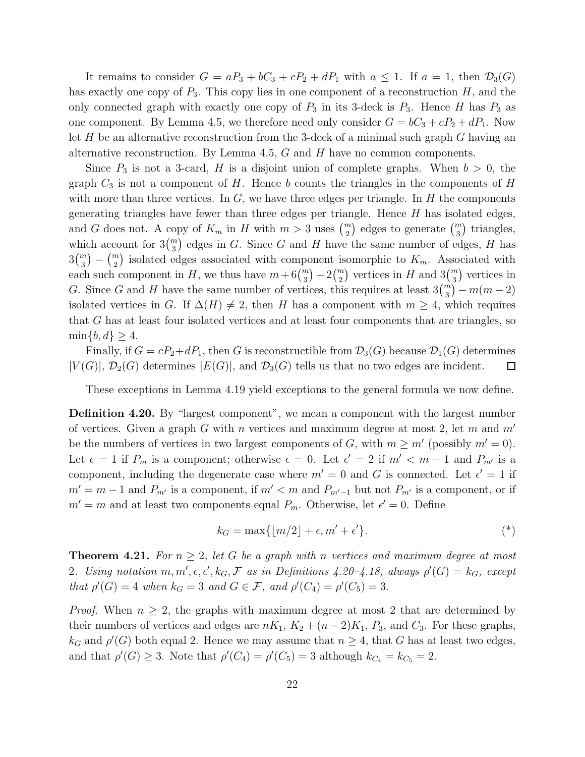It remains to consider $G = aP_3 + bC_3 + cP_2 + dP_1$ with $a \le 1$. If $a = 1$, then $\mathcal{D}_3(G)$ has exactly one copy of $P_3$. This copy lies in one component of a reconstruction $H$, and the only connected graph with exactly one copy of $P_3$ in its 3-deck is $P_3$. Hence $H$ has $P_3$ as one component. By Lemma 4.5, we therefore need only consider $G = bC_3 + cP_2 + dP_1$. Now let $H$ be an alternative reconstruction from the 3-deck of a minimal such graph $G$ having an alternative reconstruction. By Lemma 4.5, $G$ and $H$ have no common components.

Since $P_3$ is not a 3-card, $H$ is a disjoint union of complete graphs. When $b > 0$, the graph $C_3$ is not a component of $H$. Hence $b$ counts the triangles in the components of $H$ with more than three vertices. In $G$, we have three edges per triangle. In $H$ the components generating triangles have fewer than three edges per triangle. Hence $H$ has isolated edges, and $G$ does not. A copy of $K_m$ in $H$ with $m > 3$ uses $\binom{m}{2}$ edges to generate $\binom{m}{3}$ triangles, which account for $3\binom{m}{3}$ edges in $G$. Since $G$ and $H$ have the same number of edges, $H$ has $3\binom{m}{3} - \binom{m}{2}$ isolated edges associated with component isomorphic to $K_m$. Associated with each such component in $H$, we thus have $m + 6\binom{m}{3} - 2\binom{m}{2}$ vertices in $H$ and $3\binom{m}{3}$ vertices in $G$. Since $G$ and $H$ have the same number of vertices, this requires at least $3\binom{m}{3} - m(m-2)$ isolated vertices in $G$. If $\Delta(H) \ne 2$, then $H$ has a component with $m \ge 4$, which requires that $G$ has at least four isolated vertices and at least four components that are triangles, so $\min\{b, d\} \ge 4$.

Finally, if $G = cP_2 + dP_1$, then $G$ is reconstructible from $\mathcal{D}_3(G)$ because $\mathcal{D}_1(G)$ determines $|V(G)|$, $\mathcal{D}_2(G)$ determines $|E(G)|$, and $\mathcal{D}_3(G)$ tells us that no two edges are incident. $\square$

These exceptions in Lemma 4.19 yield exceptions to the general formula we now define.

**Definition 4.20.** By "largest component", we mean a component with the largest number of vertices. Given a graph $G$ with $n$ vertices and maximum degree at most 2, let $m$ and $m'$ be the numbers of vertices in two largest components of $G$, with $m \ge m'$ (possibly $m' = 0$). Let $\epsilon = 1$ if $P_m$ is a component; otherwise $\epsilon = 0$. Let $\epsilon' = 2$ if $m' < m - 1$ and $P_{m'}$ is a component, including the degenerate case where $m' = 0$ and $G$ is connected. Let $\epsilon' = 1$ if $m' = m - 1$ and $P_{m'}$ is a component, if $m' < m$ and $P_{m'-1}$ but not $P_{m'}$ is a component, or if $m' = m$ and at least two components equal $P_m$. Otherwise, let $\epsilon' = 0$. Define

$$k_G = \max\{\lfloor m/2 \rfloor + \epsilon, m' + \epsilon'\}. \qquad (*)$$

**Theorem 4.21.** *For $n \ge 2$, let $G$ be a graph with $n$ vertices and maximum degree at most 2. Using notation $m, m', \epsilon, \epsilon', k_G, \mathcal{F}$ as in Definitions 4.20–4.18, always $\rho'(G) = k_G$, except that $\rho'(G) = 4$ when $k_G = 3$ and $G \in \mathcal{F}$, and $\rho'(C_4) = \rho'(C_5) = 3$.*

*Proof.* When $n \ge 2$, the graphs with maximum degree at most 2 that are determined by their numbers of vertices and edges are $nK_1$, $K_2 + (n-2)K_1$, $P_3$, and $C_3$. For these graphs, $k_G$ and $\rho'(G)$ both equal 2. Hence we may assume that $n \ge 4$, that $G$ has at least two edges, and that $\rho'(G) \ge 3$. Note that $\rho'(C_4) = \rho'(C_5) = 3$ although $k_{C_4} = k_{C_5} = 2$.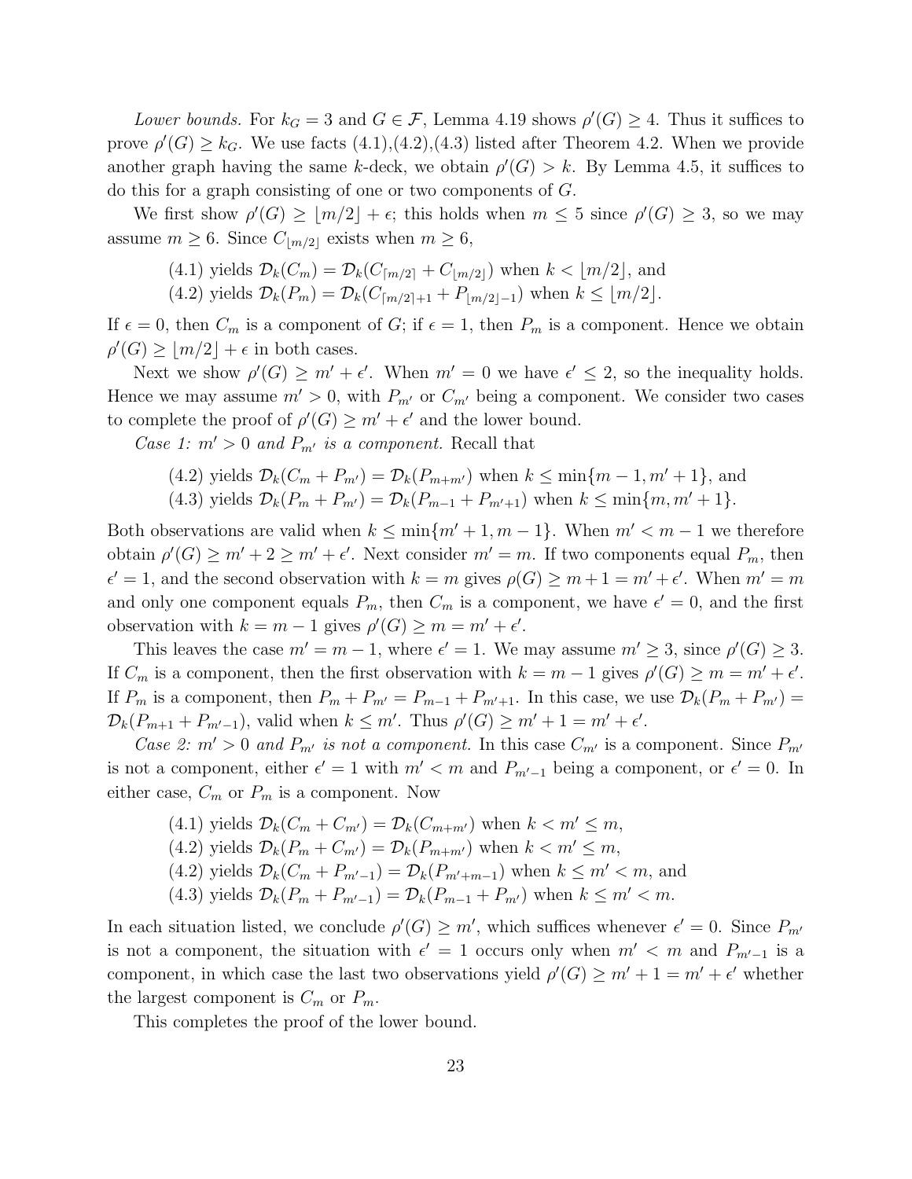*Lower bounds.* For $k_G = 3$ and $G \in \mathcal{F}$, Lemma 4.19 shows $\rho'(G) \geq 4$. Thus it suffices to prove $\rho'(G) \geq k_G$. We use facts (4.1),(4.2),(4.3) listed after Theorem 4.2. When we provide another graph having the same $k$-deck, we obtain $\rho'(G) > k$. By Lemma 4.5, it suffices to do this for a graph consisting of one or two components of $G$.

We first show $\rho'(G) \geq \lfloor m/2 \rfloor + \epsilon$; this holds when $m \leq 5$ since $\rho'(G) \geq 3$, so we may assume $m \geq 6$. Since $C_{\lfloor m/2 \rfloor}$ exists when $m \geq 6$,

(4.1) yields $\mathcal{D}_k(C_m) = \mathcal{D}_k(C_{\lceil m/2 \rceil} + C_{\lfloor m/2 \rfloor})$ when $k < \lfloor m/2 \rfloor$, and
(4.2) yields $\mathcal{D}_k(P_m) = \mathcal{D}_k(C_{\lceil m/2 \rceil + 1} + P_{\lfloor m/2 \rfloor - 1})$ when $k \leq \lfloor m/2 \rfloor$.

If $\epsilon = 0$, then $C_m$ is a component of $G$; if $\epsilon = 1$, then $P_m$ is a component. Hence we obtain $\rho'(G) \geq \lfloor m/2 \rfloor + \epsilon$ in both cases.

Next we show $\rho'(G) \geq m' + \epsilon'$. When $m' = 0$ we have $\epsilon' \leq 2$, so the inequality holds. Hence we may assume $m' > 0$, with $P_{m'}$ or $C_{m'}$ being a component. We consider two cases to complete the proof of $\rho'(G) \geq m' + \epsilon'$ and the lower bound.

*Case 1: $m' > 0$ and $P_{m'}$ is a component.* Recall that

(4.2) yields $\mathcal{D}_k(C_m + P_{m'}) = \mathcal{D}_k(P_{m+m'})$ when $k \leq \min\{m-1, m'+1\}$, and
(4.3) yields $\mathcal{D}_k(P_m + P_{m'}) = \mathcal{D}_k(P_{m-1} + P_{m'+1})$ when $k \leq \min\{m, m'+1\}$.

Both observations are valid when $k \leq \min\{m'+1, m-1\}$. When $m' < m-1$ we therefore obtain $\rho'(G) \geq m'+2 \geq m' + \epsilon'$. Next consider $m' = m$. If two components equal $P_m$, then $\epsilon' = 1$, and the second observation with $k = m$ gives $\rho(G) \geq m+1 = m' + \epsilon'$. When $m' = m$ and only one component equals $P_m$, then $C_m$ is a component, we have $\epsilon' = 0$, and the first observation with $k = m-1$ gives $\rho'(G) \geq m = m' + \epsilon'$.

This leaves the case $m' = m-1$, where $\epsilon' = 1$. We may assume $m' \geq 3$, since $\rho'(G) \geq 3$. If $C_m$ is a component, then the first observation with $k = m-1$ gives $\rho'(G) \geq m = m' + \epsilon'$. If $P_m$ is a component, then $P_m + P_{m'} = P_{m-1} + P_{m'+1}$. In this case, we use $\mathcal{D}_k(P_m + P_{m'}) = \mathcal{D}_k(P_{m+1} + P_{m'-1})$, valid when $k \leq m'$. Thus $\rho'(G) \geq m'+1 = m' + \epsilon'$.

*Case 2: $m' > 0$ and $P_{m'}$ is not a component.* In this case $C_{m'}$ is a component. Since $P_{m'}$ is not a component, either $\epsilon' = 1$ with $m' < m$ and $P_{m'-1}$ being a component, or $\epsilon' = 0$. In either case, $C_m$ or $P_m$ is a component. Now

(4.1) yields $\mathcal{D}_k(C_m + C_{m'}) = \mathcal{D}_k(C_{m+m'})$ when $k < m' \leq m$,
(4.2) yields $\mathcal{D}_k(P_m + C_{m'}) = \mathcal{D}_k(P_{m+m'})$ when $k < m' \leq m$,
(4.2) yields $\mathcal{D}_k(C_m + P_{m'-1}) = \mathcal{D}_k(P_{m'+m-1})$ when $k \leq m' < m$, and
(4.3) yields $\mathcal{D}_k(P_m + P_{m'-1}) = \mathcal{D}_k(P_{m-1} + P_{m'})$ when $k \leq m' < m$.

In each situation listed, we conclude $\rho'(G) \geq m'$, which suffices whenever $\epsilon' = 0$. Since $P_{m'}$ is not a component, the situation with $\epsilon' = 1$ occurs only when $m' < m$ and $P_{m'-1}$ is a component, in which case the last two observations yield $\rho'(G) \geq m'+1 = m' + \epsilon'$ whether the largest component is $C_m$ or $P_m$.

This completes the proof of the lower bound.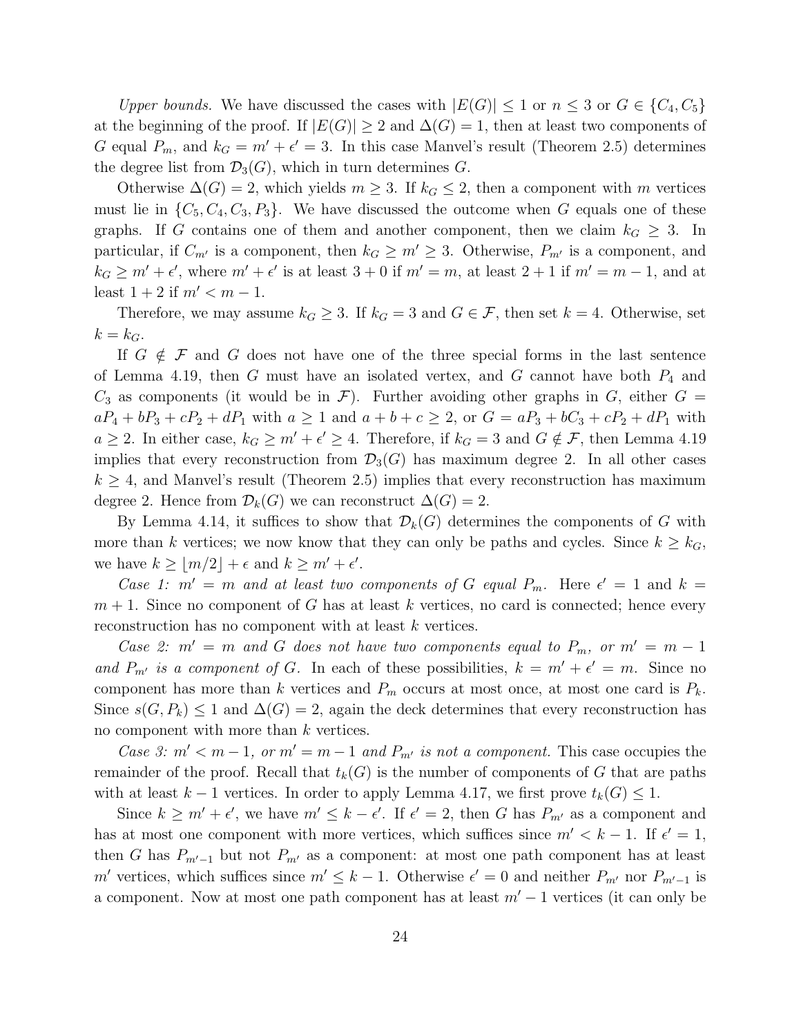*Upper bounds.* We have discussed the cases with $|E(G)| \le 1$ or $n \le 3$ or $G \in \{C_4, C_5\}$ at the beginning of the proof. If $|E(G)| \ge 2$ and $\Delta(G) = 1$, then at least two components of $G$ equal $P_m$, and $k_G = m' + \epsilon' = 3$. In this case Manvel's result (Theorem 2.5) determines the degree list from $\mathcal{D}_3(G)$, which in turn determines $G$.

Otherwise $\Delta(G) = 2$, which yields $m \ge 3$. If $k_G \le 2$, then a component with $m$ vertices must lie in $\{C_5, C_4, C_3, P_3\}$. We have discussed the outcome when $G$ equals one of these graphs. If $G$ contains one of them and another component, then we claim $k_G \ge 3$. In particular, if $C_{m'}$ is a component, then $k_G \ge m' \ge 3$. Otherwise, $P_{m'}$ is a component, and $k_G \ge m' + \epsilon'$, where $m' + \epsilon'$ is at least $3 + 0$ if $m' = m$, at least $2 + 1$ if $m' = m - 1$, and at least $1 + 2$ if $m' < m - 1$.

Therefore, we may assume $k_G \ge 3$. If $k_G = 3$ and $G \in \mathcal{F}$, then set $k = 4$. Otherwise, set $k = k_G$.

If $G \notin \mathcal{F}$ and $G$ does not have one of the three special forms in the last sentence of Lemma 4.19, then $G$ must have an isolated vertex, and $G$ cannot have both $P_4$ and $C_3$ as components (it would be in $\mathcal{F}$). Further avoiding other graphs in $G$, either $G = aP_4 + bP_3 + cP_2 + dP_1$ with $a \ge 1$ and $a + b + c \ge 2$, or $G = aP_3 + bC_3 + cP_2 + dP_1$ with $a \ge 2$. In either case, $k_G \ge m' + \epsilon' \ge 4$. Therefore, if $k_G = 3$ and $G \notin \mathcal{F}$, then Lemma 4.19 implies that every reconstruction from $\mathcal{D}_3(G)$ has maximum degree 2. In all other cases $k \ge 4$, and Manvel's result (Theorem 2.5) implies that every reconstruction has maximum degree 2. Hence from $\mathcal{D}_k(G)$ we can reconstruct $\Delta(G) = 2$.

By Lemma 4.14, it suffices to show that $\mathcal{D}_k(G)$ determines the components of $G$ with more than $k$ vertices; we now know that they can only be paths and cycles. Since $k \ge k_G$, we have $k \ge \lfloor m/2 \rfloor + \epsilon$ and $k \ge m' + \epsilon'$.

*Case 1: $m' = m$ and at least two components of $G$ equal $P_m$.* Here $\epsilon' = 1$ and $k = m + 1$. Since no component of $G$ has at least $k$ vertices, no card is connected; hence every reconstruction has no component with at least $k$ vertices.

*Case 2: $m' = m$ and $G$ does not have two components equal to $P_m$, or $m' = m - 1$ and $P_{m'}$ is a component of $G$.* In each of these possibilities, $k = m' + \epsilon' = m$. Since no component has more than $k$ vertices and $P_m$ occurs at most once, at most one card is $P_k$. Since $s(G, P_k) \le 1$ and $\Delta(G) = 2$, again the deck determines that every reconstruction has no component with more than $k$ vertices.

*Case 3: $m' < m - 1$, or $m' = m - 1$ and $P_{m'}$ is not a component.* This case occupies the remainder of the proof. Recall that $t_k(G)$ is the number of components of $G$ that are paths with at least $k - 1$ vertices. In order to apply Lemma 4.17, we first prove $t_k(G) \le 1$.

Since $k \ge m' + \epsilon'$, we have $m' \le k - \epsilon'$. If $\epsilon' = 2$, then $G$ has $P_{m'}$ as a component and has at most one component with more vertices, which suffices since $m' < k - 1$. If $\epsilon' = 1$, then $G$ has $P_{m'-1}$ but not $P_{m'}$ as a component: at most one path component has at least $m'$ vertices, which suffices since $m' \le k - 1$. Otherwise $\epsilon' = 0$ and neither $P_{m'}$ nor $P_{m'-1}$ is a component. Now at most one path component has at least $m' - 1$ vertices (it can only be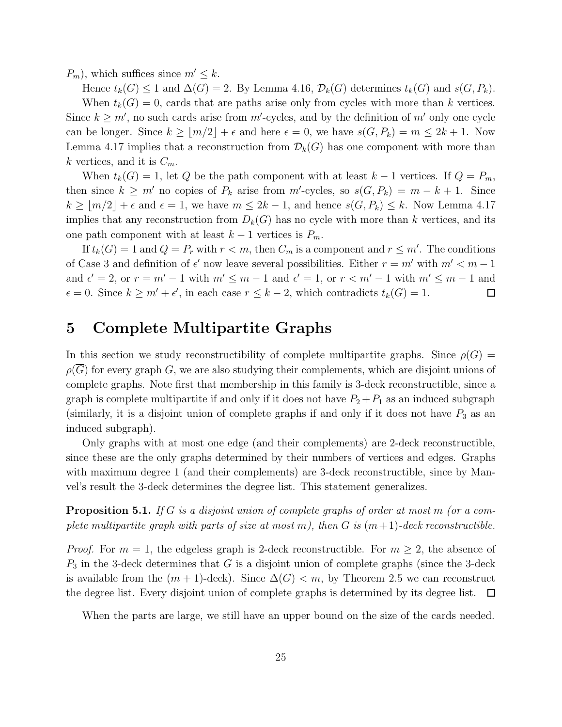$P_m$), which suffices since $m' \le k$.

Hence $t_k(G) \le 1$ and $\Delta(G) = 2$. By Lemma 4.16, $\mathcal{D}_k(G)$ determines $t_k(G)$ and $s(G, P_k)$.

When $t_k(G) = 0$, cards that are paths arise only from cycles with more than $k$ vertices. Since $k \ge m'$, no such cards arise from $m'$-cycles, and by the definition of $m'$ only one cycle can be longer. Since $k \ge \lfloor m/2 \rfloor + \epsilon$ and here $\epsilon = 0$, we have $s(G, P_k) = m \le 2k + 1$. Now Lemma 4.17 implies that a reconstruction from $\mathcal{D}_k(G)$ has one component with more than $k$ vertices, and it is $C_m$.

When $t_k(G) = 1$, let $Q$ be the path component with at least $k - 1$ vertices. If $Q = P_m$, then since $k \ge m'$ no copies of $P_k$ arise from $m'$-cycles, so $s(G, P_k) = m - k + 1$. Since $k \ge \lfloor m/2 \rfloor + \epsilon$ and $\epsilon = 1$, we have $m \le 2k - 1$, and hence $s(G, P_k) \le k$. Now Lemma 4.17 implies that any reconstruction from $D_k(G)$ has no cycle with more than $k$ vertices, and its one path component with at least $k - 1$ vertices is $P_m$.

If $t_k(G) = 1$ and $Q = P_r$ with $r < m$, then $C_m$ is a component and $r \le m'$. The conditions of Case 3 and definition of $\epsilon'$ now leave several possibilities. Either $r = m'$ with $m' < m - 1$ and $\epsilon' = 2$, or $r = m' - 1$ with $m' \le m - 1$ and $\epsilon' = 1$, or $r < m' - 1$ with $m' \le m - 1$ and $\epsilon = 0$. Since $k \ge m' + \epsilon'$, in each case $r \le k - 2$, which contradicts $t_k(G) = 1$. $\square$

# 5 Complete Multipartite Graphs

In this section we study reconstructibility of complete multipartite graphs. Since $\rho(G) = \rho(\overline{G})$ for every graph $G$, we are also studying their complements, which are disjoint unions of complete graphs. Note first that membership in this family is 3-deck reconstructible, since a graph is complete multipartite if and only if it does not have $P_2 + P_1$ as an induced subgraph (similarly, it is a disjoint union of complete graphs if and only if it does not have $P_3$ as an induced subgraph).

Only graphs with at most one edge (and their complements) are 2-deck reconstructible, since these are the only graphs determined by their numbers of vertices and edges. Graphs with maximum degree 1 (and their complements) are 3-deck reconstructible, since by Manvel's result the 3-deck determines the degree list. This statement generalizes.

**Proposition 5.1.** *If $G$ is a disjoint union of complete graphs of order at most $m$ (or a complete multipartite graph with parts of size at most $m$), then $G$ is $(m+1)$-deck reconstructible.*

*Proof.* For $m = 1$, the edgeless graph is 2-deck reconstructible. For $m \ge 2$, the absence of $P_3$ in the 3-deck determines that $G$ is a disjoint union of complete graphs (since the 3-deck is available from the $(m + 1)$-deck). Since $\Delta(G) < m$, by Theorem 2.5 we can reconstruct the degree list. Every disjoint union of complete graphs is determined by its degree list. $\square$

When the parts are large, we still have an upper bound on the size of the cards needed.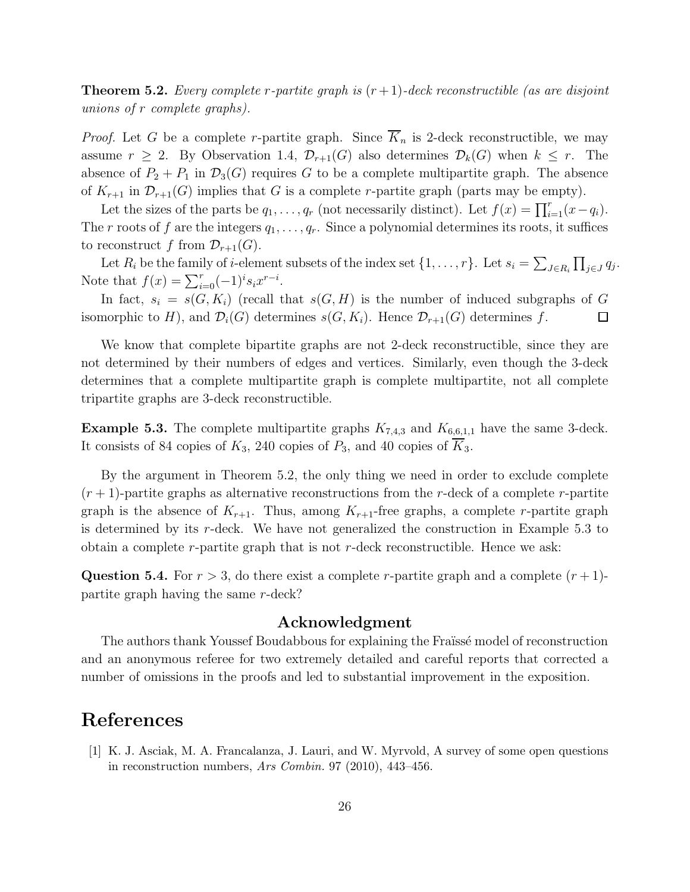**Theorem 5.2.** *Every complete $r$-partite graph is $(r+1)$-deck reconstructible (as are disjoint unions of $r$ complete graphs).*

*Proof.* Let $G$ be a complete $r$-partite graph. Since $\overline{K}_n$ is 2-deck reconstructible, we may assume $r \geq 2$. By Observation 1.4, $\mathcal{D}_{r+1}(G)$ also determines $\mathcal{D}_k(G)$ when $k \leq r$. The absence of $P_2 + P_1$ in $\mathcal{D}_3(G)$ requires $G$ to be a complete multipartite graph. The absence of $K_{r+1}$ in $\mathcal{D}_{r+1}(G)$ implies that $G$ is a complete $r$-partite graph (parts may be empty).

Let the sizes of the parts be $q_1, \ldots, q_r$ (not necessarily distinct). Let $f(x) = \prod_{i=1}^{r}(x - q_i)$. The $r$ roots of $f$ are the integers $q_1, \ldots, q_r$. Since a polynomial determines its roots, it suffices to reconstruct $f$ from $\mathcal{D}_{r+1}(G)$.

Let $R_i$ be the family of $i$-element subsets of the index set $\{1, \ldots, r\}$. Let $s_i = \sum_{J \in R_i} \prod_{j \in J} q_j$. Note that $f(x) = \sum_{i=0}^{r}(-1)^i s_i x^{r-i}$.

In fact, $s_i = s(G, K_i)$ (recall that $s(G, H)$ is the number of induced subgraphs of $G$ isomorphic to $H$), and $\mathcal{D}_i(G)$ determines $s(G, K_i)$. Hence $\mathcal{D}_{r+1}(G)$ determines $f$. $\square$

We know that complete bipartite graphs are not 2-deck reconstructible, since they are not determined by their numbers of edges and vertices. Similarly, even though the 3-deck determines that a complete multipartite graph is complete multipartite, not all complete tripartite graphs are 3-deck reconstructible.

**Example 5.3.** The complete multipartite graphs $K_{7,4,3}$ and $K_{6,6,1,1}$ have the same 3-deck. It consists of 84 copies of $K_3$, 240 copies of $P_3$, and 40 copies of $\overline{K}_3$.

By the argument in Theorem 5.2, the only thing we need in order to exclude complete $(r+1)$-partite graphs as alternative reconstructions from the $r$-deck of a complete $r$-partite graph is the absence of $K_{r+1}$. Thus, among $K_{r+1}$-free graphs, a complete $r$-partite graph is determined by its $r$-deck. We have not generalized the construction in Example 5.3 to obtain a complete $r$-partite graph that is not $r$-deck reconstructible. Hence we ask:

**Question 5.4.** For $r > 3$, do there exist a complete $r$-partite graph and a complete $(r+1)$-partite graph having the same $r$-deck?

## Acknowledgment

The authors thank Youssef Boudabbous for explaining the Fraïssé model of reconstruction and an anonymous referee for two extremely detailed and careful reports that corrected a number of omissions in the proofs and led to substantial improvement in the exposition.

# References

[1] K. J. Asciak, M. A. Francalanza, J. Lauri, and W. Myrvold, A survey of some open questions in reconstruction numbers, *Ars Combin.* 97 (2010), 443–456.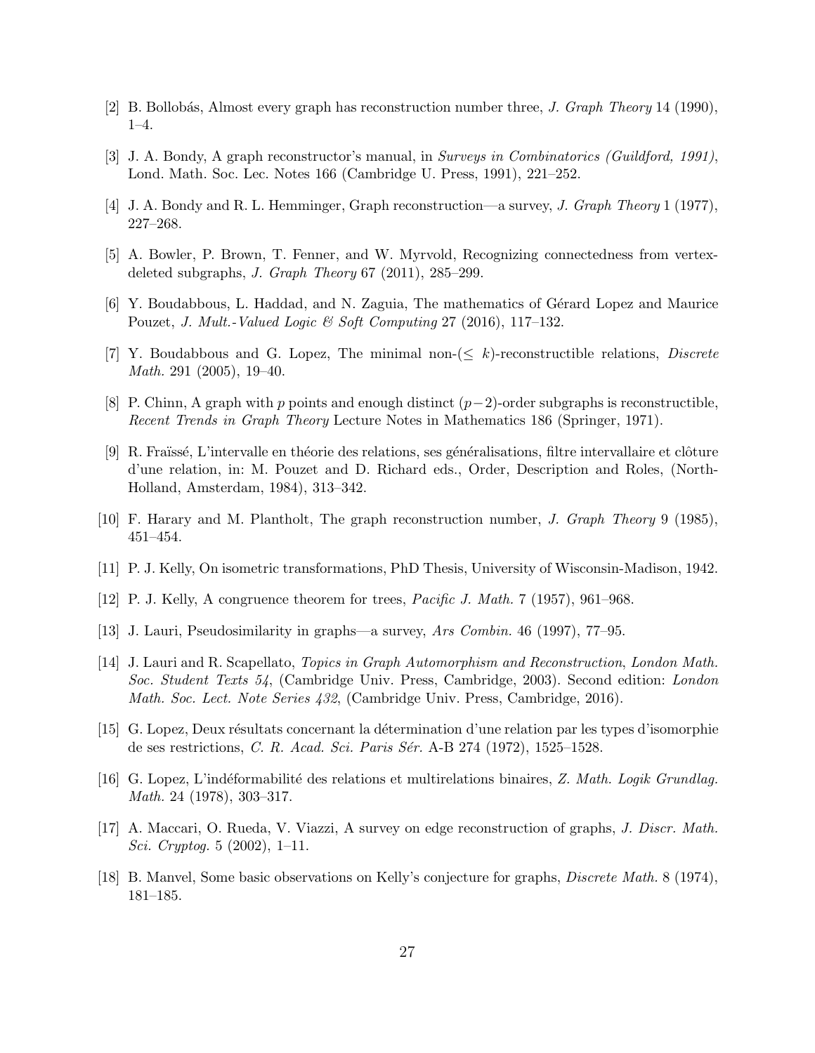[2] B. Bollobás, Almost every graph has reconstruction number three, *J. Graph Theory* 14 (1990), 1–4.

[3] J. A. Bondy, A graph reconstructor's manual, in *Surveys in Combinatorics (Guildford, 1991)*, Lond. Math. Soc. Lec. Notes 166 (Cambridge U. Press, 1991), 221–252.

[4] J. A. Bondy and R. L. Hemminger, Graph reconstruction—a survey, *J. Graph Theory* 1 (1977), 227–268.

[5] A. Bowler, P. Brown, T. Fenner, and W. Myrvold, Recognizing connectedness from vertex-deleted subgraphs, *J. Graph Theory* 67 (2011), 285–299.

[6] Y. Boudabbous, L. Haddad, and N. Zaguia, The mathematics of Gérard Lopez and Maurice Pouzet, *J. Mult.-Valued Logic & Soft Computing* 27 (2016), 117–132.

[7] Y. Boudabbous and G. Lopez, The minimal non-($\leq k$)-reconstructible relations, *Discrete Math.* 291 (2005), 19–40.

[8] P. Chinn, A graph with $p$ points and enough distinct $(p-2)$-order subgraphs is reconstructible, *Recent Trends in Graph Theory* Lecture Notes in Mathematics 186 (Springer, 1971).

[9] R. Fraïssé, L'intervalle en théorie des relations, ses généralisations, filtre intervallaire et clôture d'une relation, in: M. Pouzet and D. Richard eds., Order, Description and Roles, (North-Holland, Amsterdam, 1984), 313–342.

[10] F. Harary and M. Plantholt, The graph reconstruction number, *J. Graph Theory* 9 (1985), 451–454.

[11] P. J. Kelly, On isometric transformations, PhD Thesis, University of Wisconsin-Madison, 1942.

[12] P. J. Kelly, A congruence theorem for trees, *Pacific J. Math.* 7 (1957), 961–968.

[13] J. Lauri, Pseudosimilarity in graphs—a survey, *Ars Combin.* 46 (1997), 77–95.

[14] J. Lauri and R. Scapellato, *Topics in Graph Automorphism and Reconstruction*, *London Math. Soc. Student Texts 54*, (Cambridge Univ. Press, Cambridge, 2003). Second edition: *London Math. Soc. Lect. Note Series 432*, (Cambridge Univ. Press, Cambridge, 2016).

[15] G. Lopez, Deux résultats concernant la détermination d'une relation par les types d'isomorphie de ses restrictions, *C. R. Acad. Sci. Paris Sér.* A-B 274 (1972), 1525–1528.

[16] G. Lopez, L'indéformabilité des relations et multirelations binaires, *Z. Math. Logik Grundlag. Math.* 24 (1978), 303–317.

[17] A. Maccari, O. Rueda, V. Viazzi, A survey on edge reconstruction of graphs, *J. Discr. Math. Sci. Cryptog.* 5 (2002), 1–11.

[18] B. Manvel, Some basic observations on Kelly's conjecture for graphs, *Discrete Math.* 8 (1974), 181–185.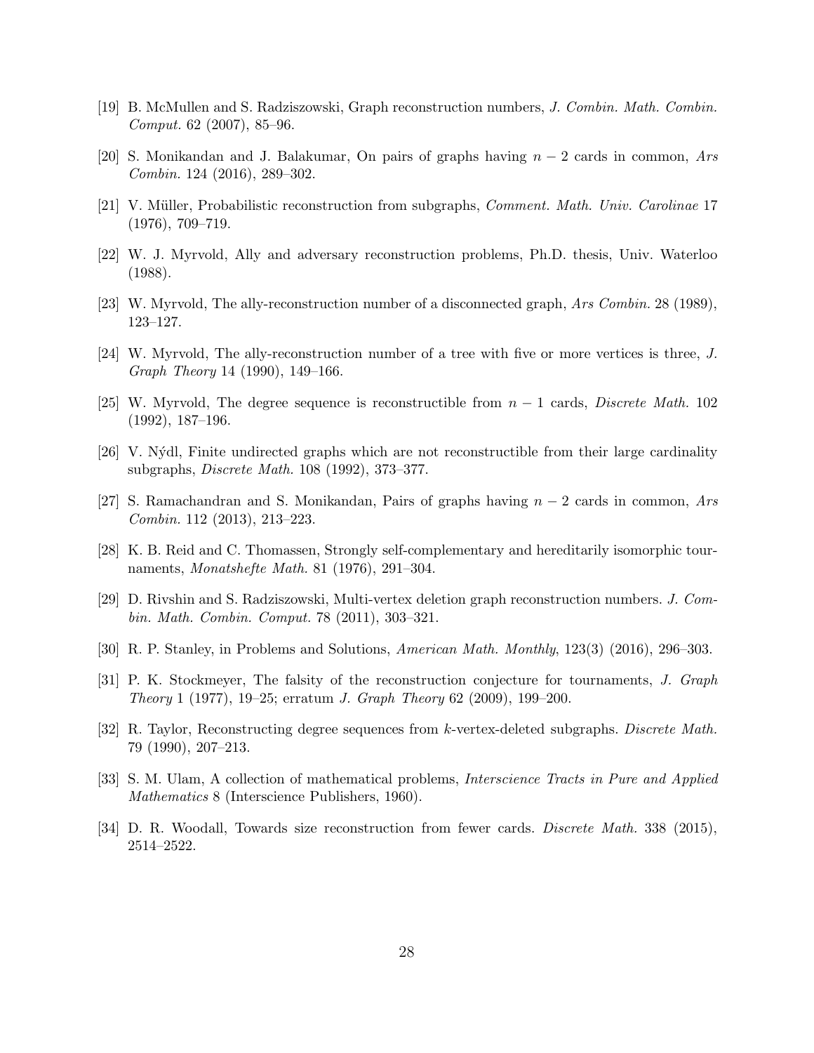[19] B. McMullen and S. Radziszowski, Graph reconstruction numbers, *J. Combin. Math. Combin. Comput.* 62 (2007), 85–96.

[20] S. Monikandan and J. Balakumar, On pairs of graphs having $n-2$ cards in common, *Ars Combin.* 124 (2016), 289–302.

[21] V. Müller, Probabilistic reconstruction from subgraphs, *Comment. Math. Univ. Carolinae* 17 (1976), 709–719.

[22] W. J. Myrvold, Ally and adversary reconstruction problems, Ph.D. thesis, Univ. Waterloo (1988).

[23] W. Myrvold, The ally-reconstruction number of a disconnected graph, *Ars Combin.* 28 (1989), 123–127.

[24] W. Myrvold, The ally-reconstruction number of a tree with five or more vertices is three, *J. Graph Theory* 14 (1990), 149–166.

[25] W. Myrvold, The degree sequence is reconstructible from $n-1$ cards, *Discrete Math.* 102 (1992), 187–196.

[26] V. Nýdl, Finite undirected graphs which are not reconstructible from their large cardinality subgraphs, *Discrete Math.* 108 (1992), 373–377.

[27] S. Ramachandran and S. Monikandan, Pairs of graphs having $n-2$ cards in common, *Ars Combin.* 112 (2013), 213–223.

[28] K. B. Reid and C. Thomassen, Strongly self-complementary and hereditarily isomorphic tournaments, *Monatshefte Math.* 81 (1976), 291–304.

[29] D. Rivshin and S. Radziszowski, Multi-vertex deletion graph reconstruction numbers. *J. Combin. Math. Combin. Comput.* 78 (2011), 303–321.

[30] R. P. Stanley, in Problems and Solutions, *American Math. Monthly*, 123(3) (2016), 296–303.

[31] P. K. Stockmeyer, The falsity of the reconstruction conjecture for tournaments, *J. Graph Theory* 1 (1977), 19–25; erratum *J. Graph Theory* 62 (2009), 199–200.

[32] R. Taylor, Reconstructing degree sequences from $k$-vertex-deleted subgraphs. *Discrete Math.* 79 (1990), 207–213.

[33] S. M. Ulam, A collection of mathematical problems, *Interscience Tracts in Pure and Applied Mathematics* 8 (Interscience Publishers, 1960).

[34] D. R. Woodall, Towards size reconstruction from fewer cards. *Discrete Math.* 338 (2015), 2514–2522.